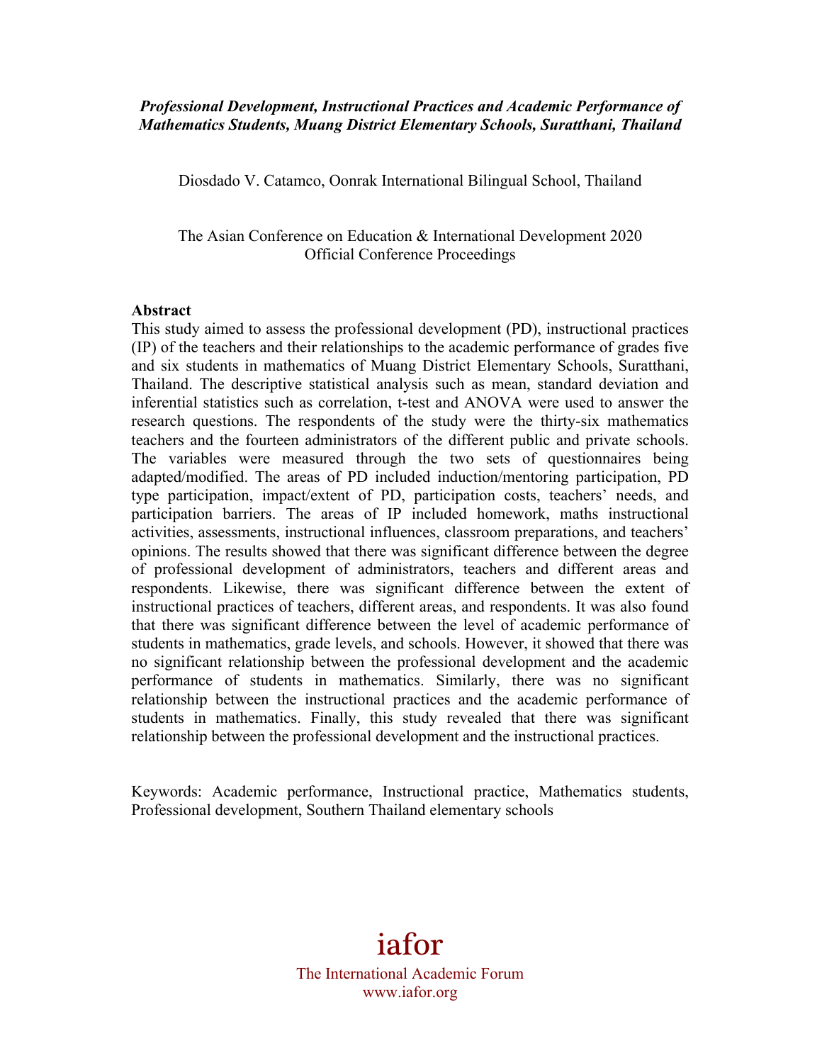***Professional Development, Instructional Practices and Academic Performance of Mathematics Students, Muang District Elementary Schools, Suratthani, Thailand***

Diosdado V. Catamco, Oonrak International Bilingual School, Thailand

The Asian Conference on Education & International Development 2020
Official Conference Proceedings

**Abstract**

This study aimed to assess the professional development (PD), instructional practices (IP) of the teachers and their relationships to the academic performance of grades five and six students in mathematics of Muang District Elementary Schools, Suratthani, Thailand. The descriptive statistical analysis such as mean, standard deviation and inferential statistics such as correlation, t-test and ANOVA were used to answer the research questions. The respondents of the study were the thirty-six mathematics teachers and the fourteen administrators of the different public and private schools. The variables were measured through the two sets of questionnaires being adapted/modified. The areas of PD included induction/mentoring participation, PD type participation, impact/extent of PD, participation costs, teachers' needs, and participation barriers. The areas of IP included homework, maths instructional activities, assessments, instructional influences, classroom preparations, and teachers' opinions. The results showed that there was significant difference between the degree of professional development of administrators, teachers and different areas and respondents. Likewise, there was significant difference between the extent of instructional practices of teachers, different areas, and respondents. It was also found that there was significant difference between the level of academic performance of students in mathematics, grade levels, and schools. However, it showed that there was no significant relationship between the professional development and the academic performance of students in mathematics. Similarly, there was no significant relationship between the instructional practices and the academic performance of students in mathematics. Finally, this study revealed that there was significant relationship between the professional development and the instructional practices.

Keywords: Academic performance, Instructional practice, Mathematics students, Professional development, Southern Thailand elementary schools

iafor

The International Academic Forum
www.iafor.org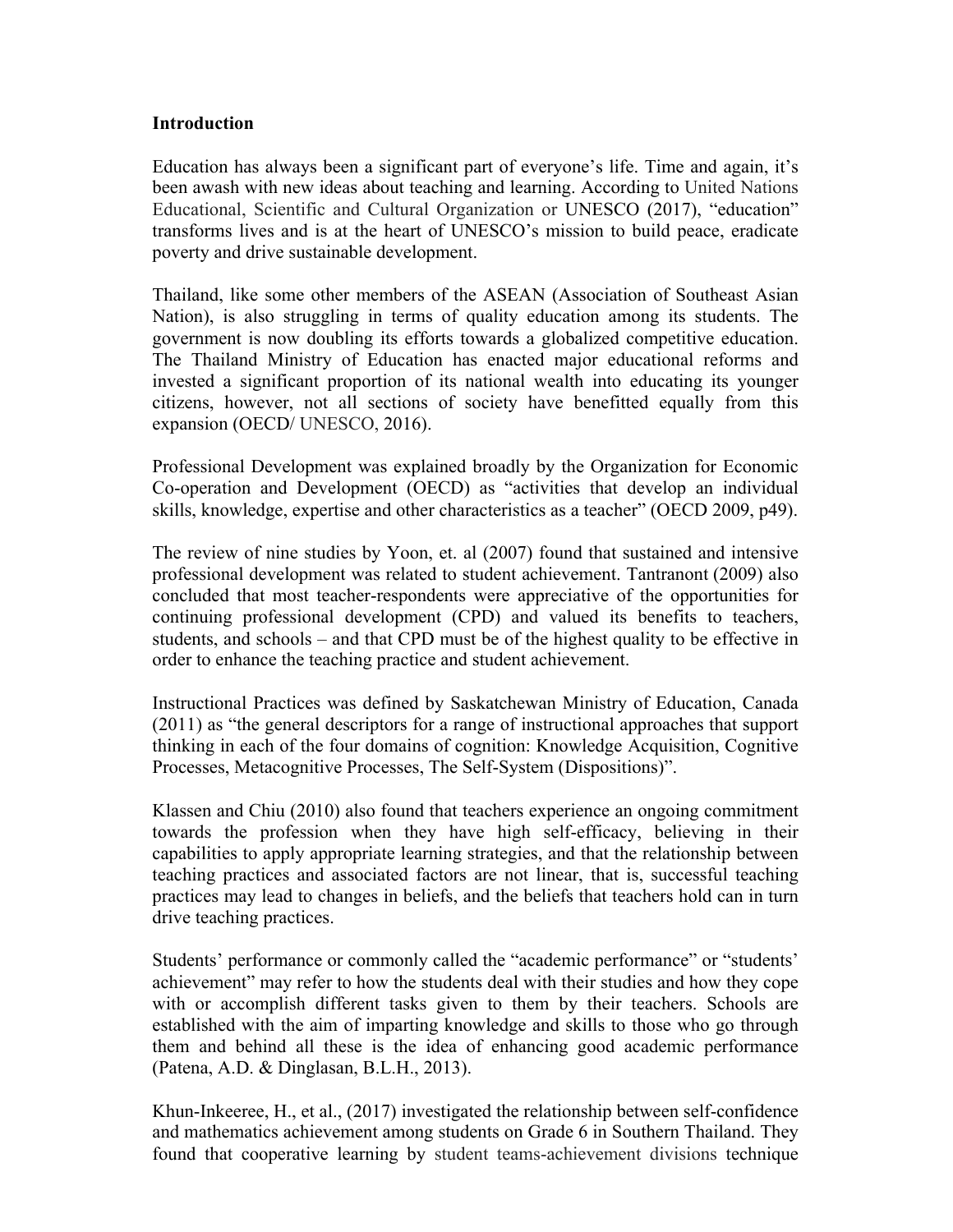**Introduction**

Education has always been a significant part of everyone's life. Time and again, it's been awash with new ideas about teaching and learning. According to United Nations Educational, Scientific and Cultural Organization or UNESCO (2017), "education" transforms lives and is at the heart of UNESCO's mission to build peace, eradicate poverty and drive sustainable development.

Thailand, like some other members of the ASEAN (Association of Southeast Asian Nation), is also struggling in terms of quality education among its students. The government is now doubling its efforts towards a globalized competitive education. The Thailand Ministry of Education has enacted major educational reforms and invested a significant proportion of its national wealth into educating its younger citizens, however, not all sections of society have benefitted equally from this expansion (OECD/ UNESCO, 2016).

Professional Development was explained broadly by the Organization for Economic Co-operation and Development (OECD) as "activities that develop an individual skills, knowledge, expertise and other characteristics as a teacher" (OECD 2009, p49).

The review of nine studies by Yoon, et. al (2007) found that sustained and intensive professional development was related to student achievement. Tantranont (2009) also concluded that most teacher-respondents were appreciative of the opportunities for continuing professional development (CPD) and valued its benefits to teachers, students, and schools – and that CPD must be of the highest quality to be effective in order to enhance the teaching practice and student achievement.

Instructional Practices was defined by Saskatchewan Ministry of Education, Canada (2011) as "the general descriptors for a range of instructional approaches that support thinking in each of the four domains of cognition: Knowledge Acquisition, Cognitive Processes, Metacognitive Processes, The Self-System (Dispositions)".

Klassen and Chiu (2010) also found that teachers experience an ongoing commitment towards the profession when they have high self-efficacy, believing in their capabilities to apply appropriate learning strategies, and that the relationship between teaching practices and associated factors are not linear, that is, successful teaching practices may lead to changes in beliefs, and the beliefs that teachers hold can in turn drive teaching practices.

Students' performance or commonly called the "academic performance" or "students' achievement" may refer to how the students deal with their studies and how they cope with or accomplish different tasks given to them by their teachers. Schools are established with the aim of imparting knowledge and skills to those who go through them and behind all these is the idea of enhancing good academic performance (Patena, A.D. & Dinglasan, B.L.H., 2013).

Khun-Inkeeree, H., et al., (2017) investigated the relationship between self-confidence and mathematics achievement among students on Grade 6 in Southern Thailand. They found that cooperative learning by student teams-achievement divisions technique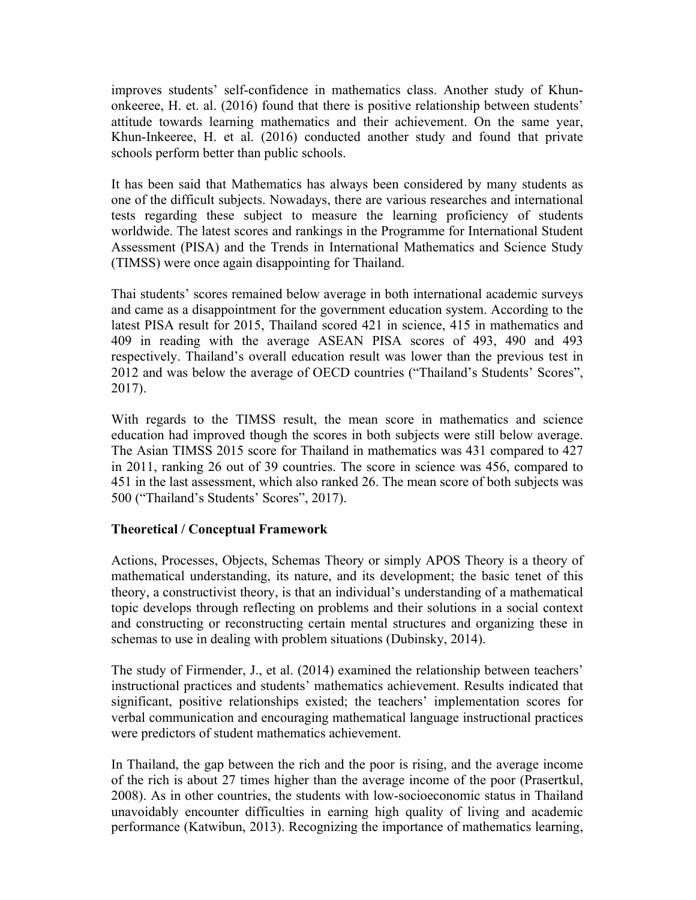improves students' self-confidence in mathematics class. Another study of Khun-onkeeree, H. et. al. (2016) found that there is positive relationship between students' attitude towards learning mathematics and their achievement. On the same year, Khun-Inkeeree, H. et al. (2016) conducted another study and found that private schools perform better than public schools.

It has been said that Mathematics has always been considered by many students as one of the difficult subjects. Nowadays, there are various researches and international tests regarding these subject to measure the learning proficiency of students worldwide. The latest scores and rankings in the Programme for International Student Assessment (PISA) and the Trends in International Mathematics and Science Study (TIMSS) were once again disappointing for Thailand.

Thai students' scores remained below average in both international academic surveys and came as a disappointment for the government education system. According to the latest PISA result for 2015, Thailand scored 421 in science, 415 in mathematics and 409 in reading with the average ASEAN PISA scores of 493, 490 and 493 respectively. Thailand's overall education result was lower than the previous test in 2012 and was below the average of OECD countries ("Thailand's Students' Scores", 2017).

With regards to the TIMSS result, the mean score in mathematics and science education had improved though the scores in both subjects were still below average. The Asian TIMSS 2015 score for Thailand in mathematics was 431 compared to 427 in 2011, ranking 26 out of 39 countries. The score in science was 456, compared to 451 in the last assessment, which also ranked 26. The mean score of both subjects was 500 ("Thailand's Students' Scores", 2017).

**Theoretical / Conceptual Framework**

Actions, Processes, Objects, Schemas Theory or simply APOS Theory is a theory of mathematical understanding, its nature, and its development; the basic tenet of this theory, a constructivist theory, is that an individual's understanding of a mathematical topic develops through reflecting on problems and their solutions in a social context and constructing or reconstructing certain mental structures and organizing these in schemas to use in dealing with problem situations (Dubinsky, 2014).

The study of Firmender, J., et al. (2014) examined the relationship between teachers' instructional practices and students' mathematics achievement. Results indicated that significant, positive relationships existed; the teachers' implementation scores for verbal communication and encouraging mathematical language instructional practices were predictors of student mathematics achievement.

In Thailand, the gap between the rich and the poor is rising, and the average income of the rich is about 27 times higher than the average income of the poor (Prasertkul, 2008). As in other countries, the students with low-socioeconomic status in Thailand unavoidably encounter difficulties in earning high quality of living and academic performance (Katwibun, 2013). Recognizing the importance of mathematics learning,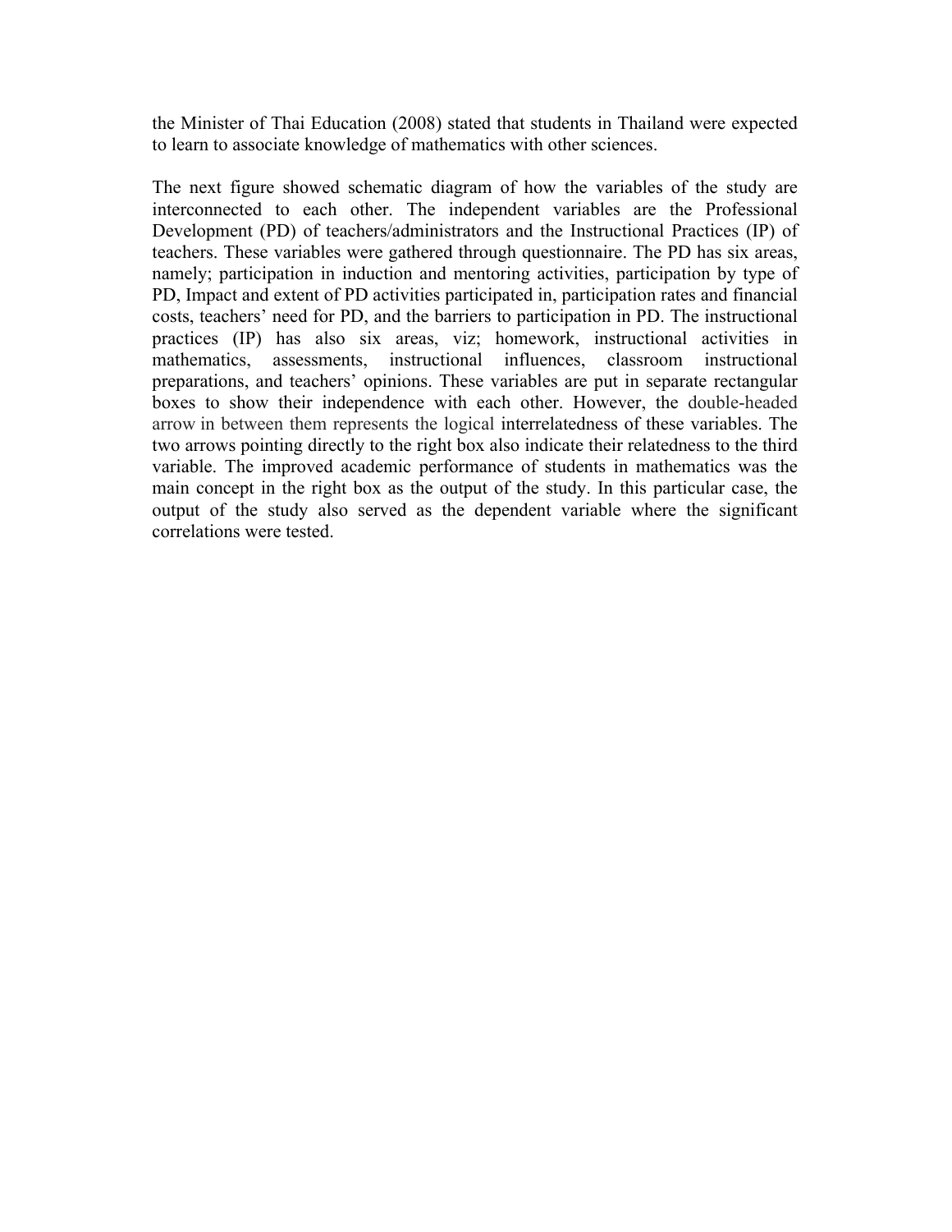the Minister of Thai Education (2008) stated that students in Thailand were expected to learn to associate knowledge of mathematics with other sciences.

The next figure showed schematic diagram of how the variables of the study are interconnected to each other. The independent variables are the Professional Development (PD) of teachers/administrators and the Instructional Practices (IP) of teachers. These variables were gathered through questionnaire. The PD has six areas, namely; participation in induction and mentoring activities, participation by type of PD, Impact and extent of PD activities participated in, participation rates and financial costs, teachers' need for PD, and the barriers to participation in PD. The instructional practices (IP) has also six areas, viz; homework, instructional activities in mathematics, assessments, instructional influences, classroom instructional preparations, and teachers' opinions. These variables are put in separate rectangular boxes to show their independence with each other. However, the double-headed arrow in between them represents the logical interrelatedness of these variables. The two arrows pointing directly to the right box also indicate their relatedness to the third variable. The improved academic performance of students in mathematics was the main concept in the right box as the output of the study. In this particular case, the output of the study also served as the dependent variable where the significant correlations were tested.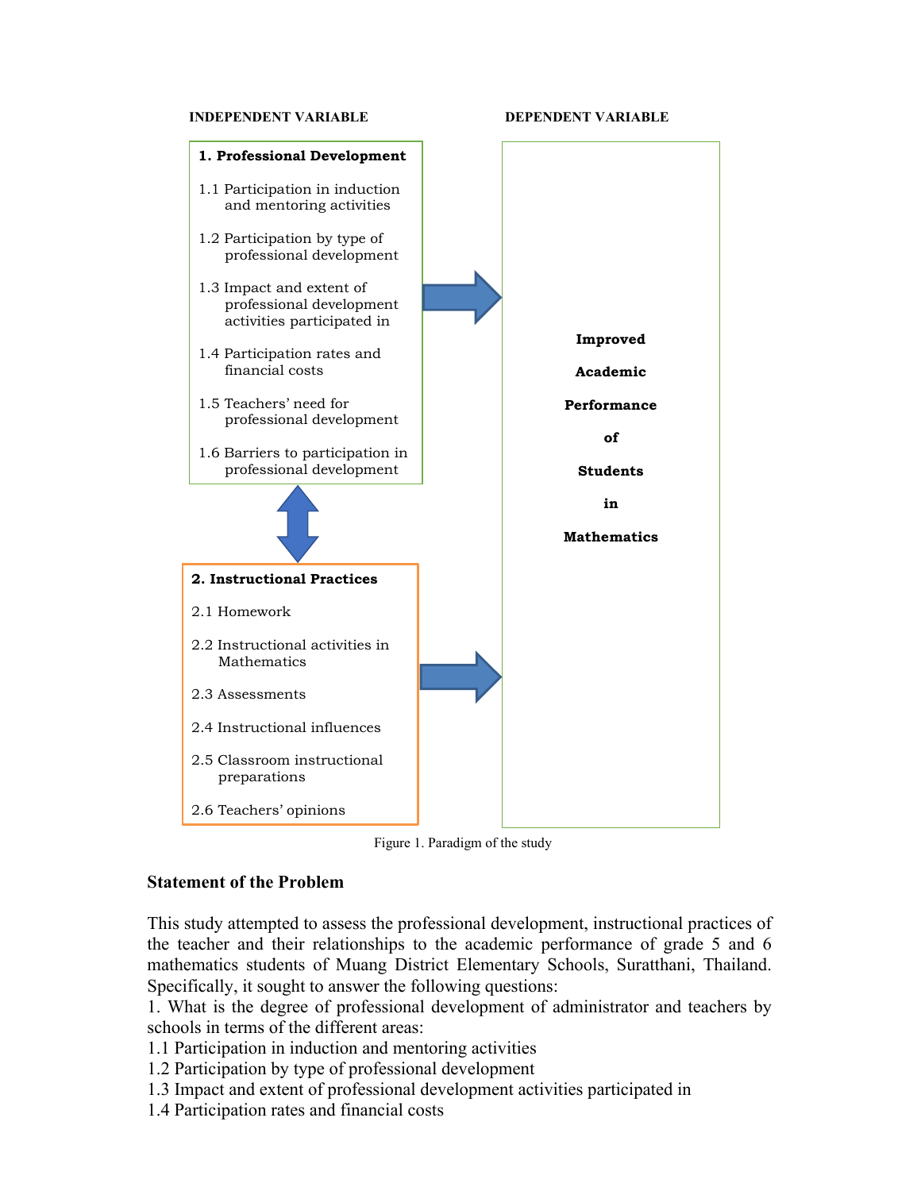**INDEPENDENT VARIABLE** | **DEPENDENT VARIABLE**

**1. Professional Development**

1.1 Participation in induction and mentoring activities

1.2 Participation by type of professional development

1.3 Impact and extent of professional development activities participated in

1.4 Participation rates and financial costs

1.5 Teachers' need for professional development

1.6 Barriers to participation in professional development

**2. Instructional Practices**

2.1 Homework

2.2 Instructional activities in Mathematics

2.3 Assessments

2.4 Instructional influences

2.5 Classroom instructional preparations

2.6 Teachers' opinions

**Improved Academic Performance of Students in Mathematics**

Figure 1. Paradigm of the study

## Statement of the Problem

This study attempted to assess the professional development, instructional practices of the teacher and their relationships to the academic performance of grade 5 and 6 mathematics students of Muang District Elementary Schools, Suratthani, Thailand. Specifically, it sought to answer the following questions:

1. What is the degree of professional development of administrator and teachers by schools in terms of the different areas:
1.1 Participation in induction and mentoring activities
1.2 Participation by type of professional development
1.3 Impact and extent of professional development activities participated in
1.4 Participation rates and financial costs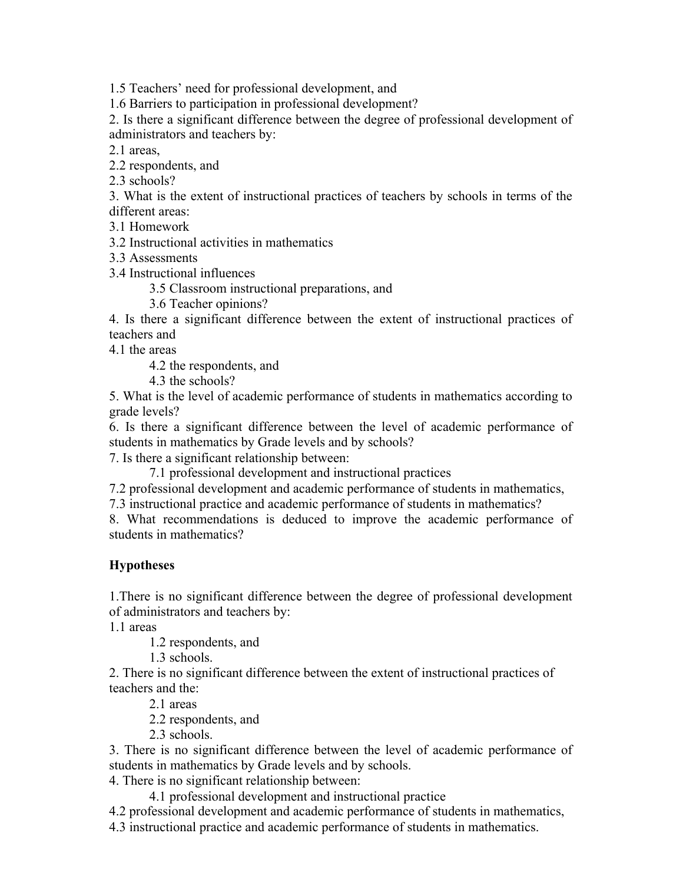1.5 Teachers' need for professional development, and

1.6 Barriers to participation in professional development?

2. Is there a significant difference between the degree of professional development of administrators and teachers by:

2.1 areas,

2.2 respondents, and

2.3 schools?

3. What is the extent of instructional practices of teachers by schools in terms of the different areas:

3.1 Homework

3.2 Instructional activities in mathematics

3.3 Assessments

3.4 Instructional influences

3.5 Classroom instructional preparations, and

3.6 Teacher opinions?

4. Is there a significant difference between the extent of instructional practices of teachers and

4.1 the areas

4.2 the respondents, and

4.3 the schools?

5. What is the level of academic performance of students in mathematics according to grade levels?

6. Is there a significant difference between the level of academic performance of students in mathematics by Grade levels and by schools?

7. Is there a significant relationship between:

7.1 professional development and instructional practices

7.2 professional development and academic performance of students in mathematics,

7.3 instructional practice and academic performance of students in mathematics?

8. What recommendations is deduced to improve the academic performance of students in mathematics?

**Hypotheses**

1.There is no significant difference between the degree of professional development of administrators and teachers by:

1.1 areas

1.2 respondents, and

1.3 schools.

2. There is no significant difference between the extent of instructional practices of teachers and the:

2.1 areas

2.2 respondents, and

2.3 schools.

3. There is no significant difference between the level of academic performance of students in mathematics by Grade levels and by schools.

4. There is no significant relationship between:

4.1 professional development and instructional practice

4.2 professional development and academic performance of students in mathematics,

4.3 instructional practice and academic performance of students in mathematics.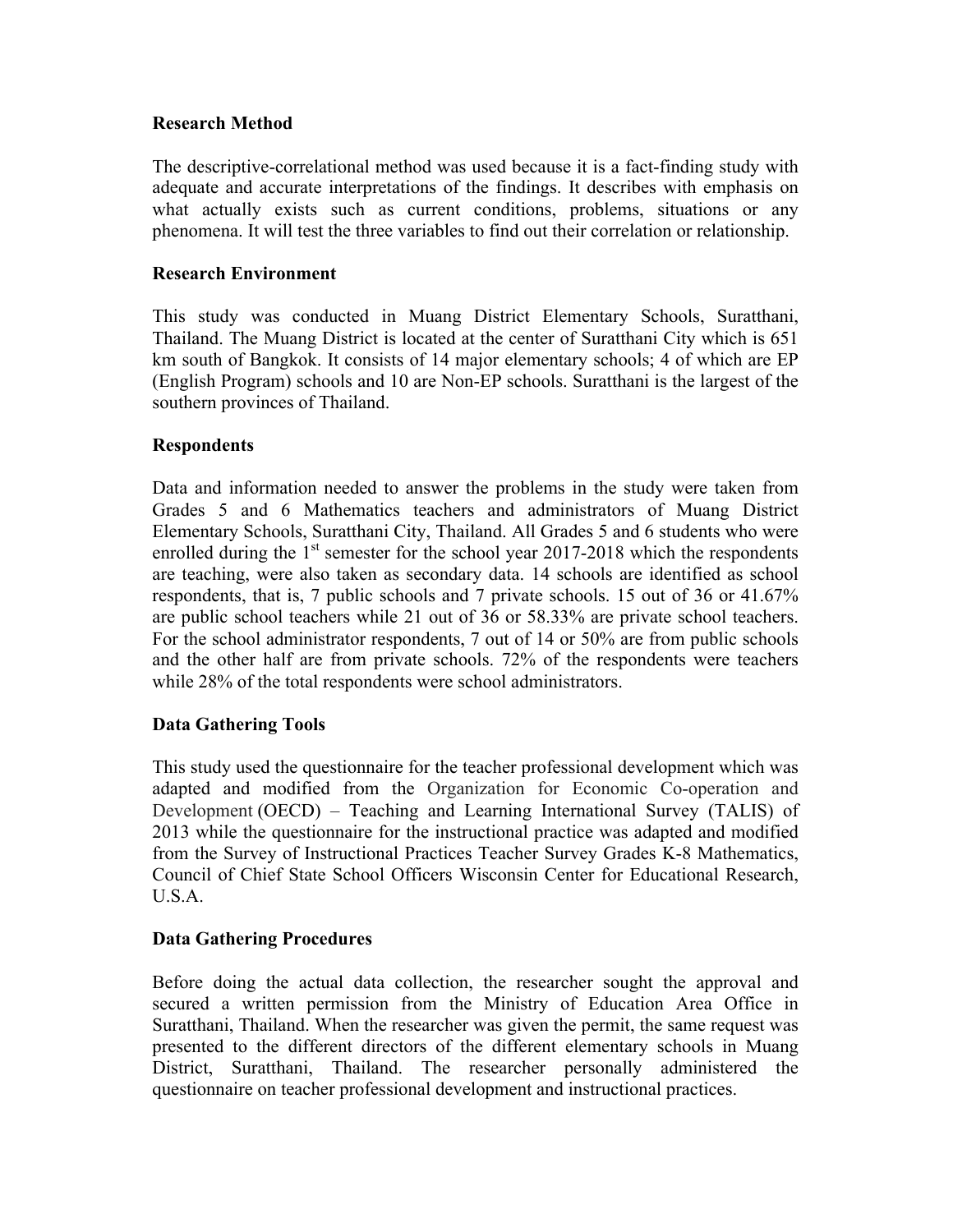**Research Method**

The descriptive-correlational method was used because it is a fact-finding study with adequate and accurate interpretations of the findings. It describes with emphasis on what actually exists such as current conditions, problems, situations or any phenomena. It will test the three variables to find out their correlation or relationship.

**Research Environment**

This study was conducted in Muang District Elementary Schools, Suratthani, Thailand. The Muang District is located at the center of Suratthani City which is 651 km south of Bangkok. It consists of 14 major elementary schools; 4 of which are EP (English Program) schools and 10 are Non-EP schools. Suratthani is the largest of the southern provinces of Thailand.

**Respondents**

Data and information needed to answer the problems in the study were taken from Grades 5 and 6 Mathematics teachers and administrators of Muang District Elementary Schools, Suratthani City, Thailand. All Grades 5 and 6 students who were enrolled during the 1st semester for the school year 2017-2018 which the respondents are teaching, were also taken as secondary data. 14 schools are identified as school respondents, that is, 7 public schools and 7 private schools. 15 out of 36 or 41.67% are public school teachers while 21 out of 36 or 58.33% are private school teachers. For the school administrator respondents, 7 out of 14 or 50% are from public schools and the other half are from private schools. 72% of the respondents were teachers while 28% of the total respondents were school administrators.

**Data Gathering Tools**

This study used the questionnaire for the teacher professional development which was adapted and modified from the Organization for Economic Co-operation and Development (OECD) – Teaching and Learning International Survey (TALIS) of 2013 while the questionnaire for the instructional practice was adapted and modified from the Survey of Instructional Practices Teacher Survey Grades K-8 Mathematics, Council of Chief State School Officers Wisconsin Center for Educational Research, U.S.A.

**Data Gathering Procedures**

Before doing the actual data collection, the researcher sought the approval and secured a written permission from the Ministry of Education Area Office in Suratthani, Thailand. When the researcher was given the permit, the same request was presented to the different directors of the different elementary schools in Muang District, Suratthani, Thailand. The researcher personally administered the questionnaire on teacher professional development and instructional practices.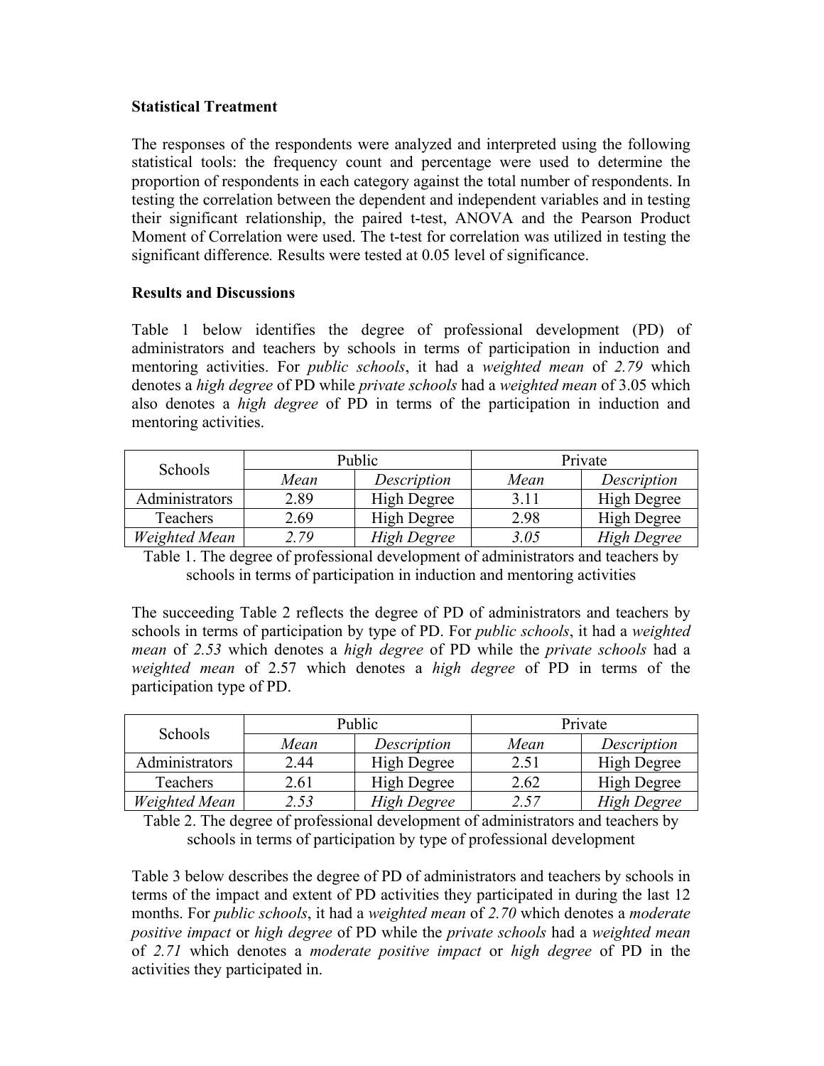**Statistical Treatment**

The responses of the respondents were analyzed and interpreted using the following statistical tools: the frequency count and percentage were used to determine the proportion of respondents in each category against the total number of respondents. In testing the correlation between the dependent and independent variables and in testing their significant relationship, the paired t-test, ANOVA and the Pearson Product Moment of Correlation were used. The t-test for correlation was utilized in testing the significant difference. Results were tested at 0.05 level of significance.

**Results and Discussions**

Table 1 below identifies the degree of professional development (PD) of administrators and teachers by schools in terms of participation in induction and mentoring activities. For *public schools*, it had a *weighted mean* of *2.79* which denotes a *high degree* of PD while *private schools* had a *weighted mean* of 3.05 which also denotes a *high degree* of PD in terms of the participation in induction and mentoring activities.

| Schools | Public | | Private | |
|---|---|---|---|---|
| | *Mean* | *Description* | *Mean* | *Description* |
| Administrators | 2.89 | High Degree | 3.11 | High Degree |
| Teachers | 2.69 | High Degree | 2.98 | High Degree |
| *Weighted Mean* | *2.79* | *High Degree* | *3.05* | *High Degree* |

Table 1. The degree of professional development of administrators and teachers by schools in terms of participation in induction and mentoring activities

The succeeding Table 2 reflects the degree of PD of administrators and teachers by schools in terms of participation by type of PD. For *public schools*, it had a *weighted mean* of *2.53* which denotes a *high degree* of PD while the *private schools* had a *weighted mean* of 2.57 which denotes a *high degree* of PD in terms of the participation type of PD.

| Schools | Public | | Private | |
|---|---|---|---|---|
| | *Mean* | *Description* | *Mean* | *Description* |
| Administrators | 2.44 | High Degree | 2.51 | High Degree |
| Teachers | 2.61 | High Degree | 2.62 | High Degree |
| *Weighted Mean* | *2.53* | *High Degree* | *2.57* | *High Degree* |

Table 2. The degree of professional development of administrators and teachers by schools in terms of participation by type of professional development

Table 3 below describes the degree of PD of administrators and teachers by schools in terms of the impact and extent of PD activities they participated in during the last 12 months. For *public schools*, it had a *weighted mean* of *2.70* which denotes a *moderate positive impact* or *high degree* of PD while the *private schools* had a *weighted mean* of *2.71* which denotes a *moderate positive impact* or *high degree* of PD in the activities they participated in.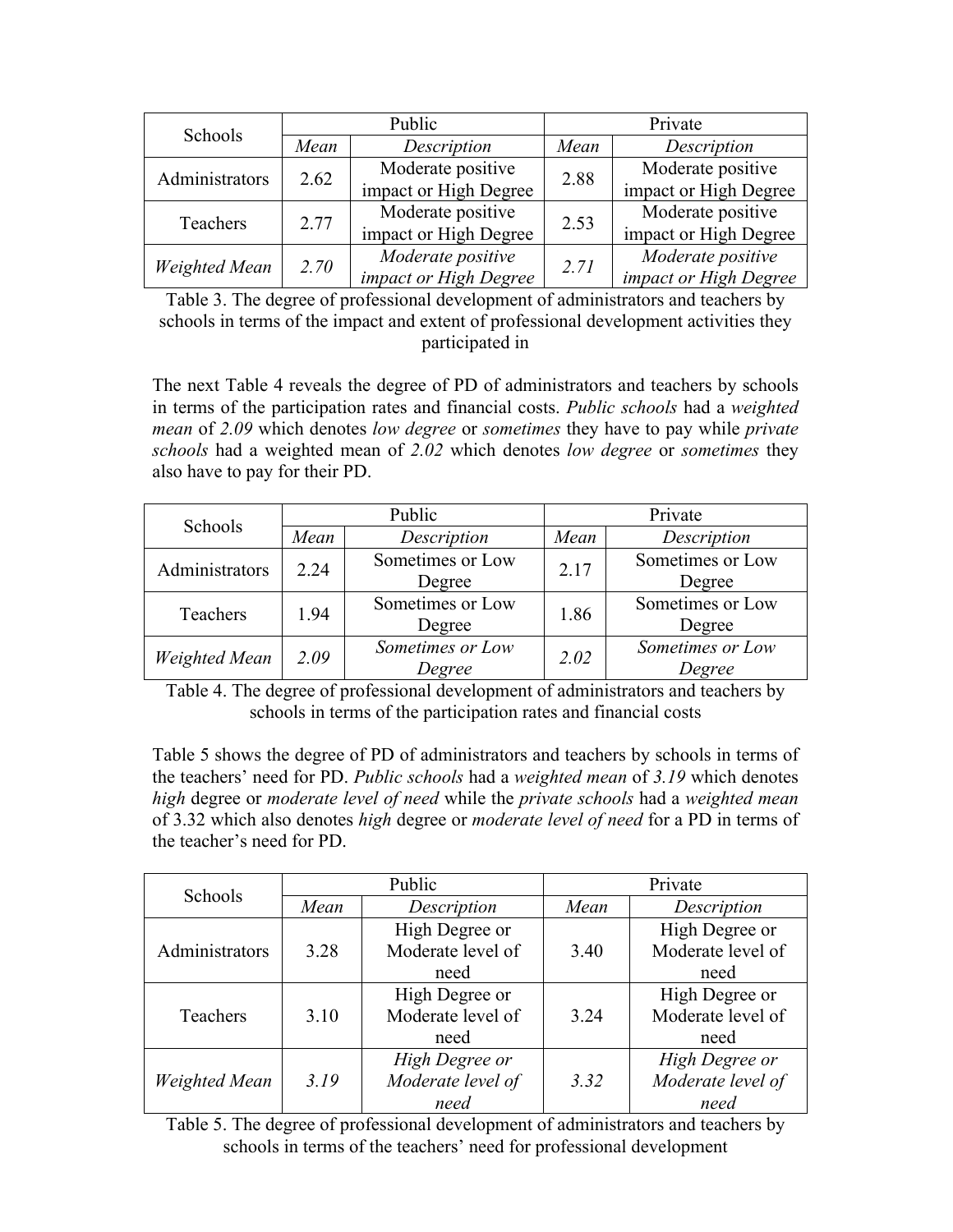| Schools | Public | | Private | |
|---|---|---|---|---|
| | *Mean* | *Description* | *Mean* | *Description* |
| Administrators | 2.62 | Moderate positive impact or High Degree | 2.88 | Moderate positive impact or High Degree |
| Teachers | 2.77 | Moderate positive impact or High Degree | 2.53 | Moderate positive impact or High Degree |
| *Weighted Mean* | *2.70* | *Moderate positive impact or High Degree* | *2.71* | *Moderate positive impact or High Degree* |

Table 3. The degree of professional development of administrators and teachers by schools in terms of the impact and extent of professional development activities they participated in

The next Table 4 reveals the degree of PD of administrators and teachers by schools in terms of the participation rates and financial costs. *Public schools* had a *weighted mean* of *2.09* which denotes *low degree* or *sometimes* they have to pay while *private schools* had a weighted mean of *2.02* which denotes *low degree* or *sometimes* they also have to pay for their PD.

| Schools | Public | | Private | |
|---|---|---|---|---|
| | *Mean* | *Description* | *Mean* | *Description* |
| Administrators | 2.24 | Sometimes or Low Degree | 2.17 | Sometimes or Low Degree |
| Teachers | 1.94 | Sometimes or Low Degree | 1.86 | Sometimes or Low Degree |
| *Weighted Mean* | *2.09* | *Sometimes or Low Degree* | *2.02* | *Sometimes or Low Degree* |

Table 4. The degree of professional development of administrators and teachers by schools in terms of the participation rates and financial costs

Table 5 shows the degree of PD of administrators and teachers by schools in terms of the teachers' need for PD. *Public schools* had a *weighted mean* of *3.19* which denotes *high* degree or *moderate level of need* while the *private schools* had a *weighted mean* of 3.32 which also denotes *high* degree or *moderate level of need* for a PD in terms of the teacher's need for PD.

| Schools | Public | | Private | |
|---|---|---|---|---|
| | *Mean* | *Description* | *Mean* | *Description* |
| Administrators | 3.28 | High Degree or Moderate level of need | 3.40 | High Degree or Moderate level of need |
| Teachers | 3.10 | High Degree or Moderate level of need | 3.24 | High Degree or Moderate level of need |
| *Weighted Mean* | *3.19* | *High Degree or Moderate level of need* | *3.32* | *High Degree or Moderate level of need* |

Table 5. The degree of professional development of administrators and teachers by schools in terms of the teachers' need for professional development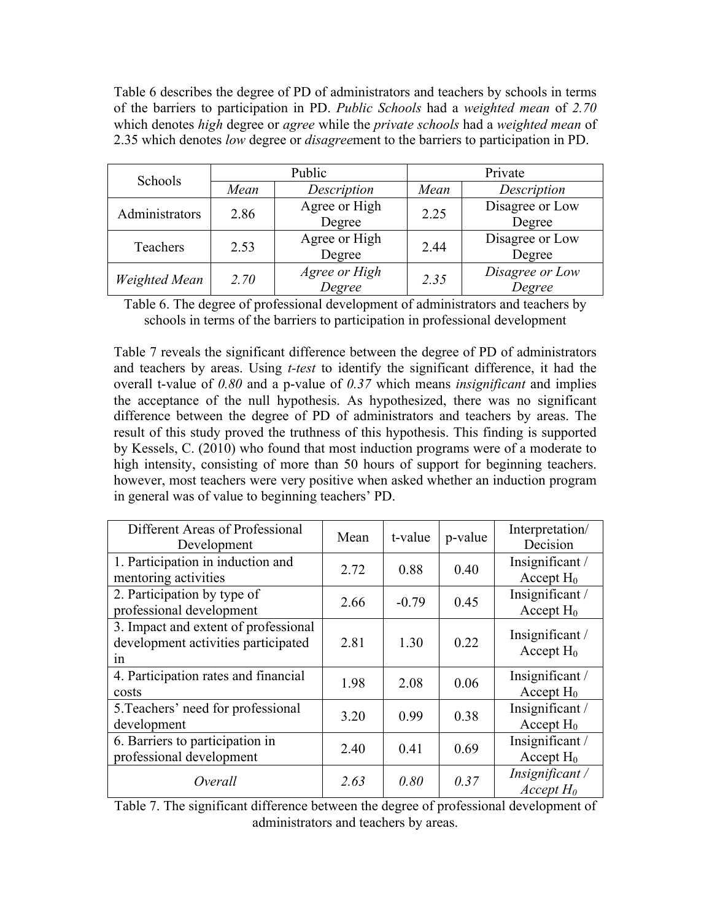Table 6 describes the degree of PD of administrators and teachers by schools in terms of the barriers to participation in PD. *Public Schools* had a *weighted mean* of *2.70* which denotes *high* degree or *agree* while the *private schools* had a *weighted mean* of 2.35 which denotes *low* degree or *disagree*ment to the barriers to participation in PD.

| Schools | Public | | Private | |
|---|---|---|---|---|
| | *Mean* | *Description* | *Mean* | *Description* |
| Administrators | 2.86 | Agree or High Degree | 2.25 | Disagree or Low Degree |
| Teachers | 2.53 | Agree or High Degree | 2.44 | Disagree or Low Degree |
| *Weighted Mean* | *2.70* | *Agree or High Degree* | *2.35* | *Disagree or Low Degree* |

Table 6. The degree of professional development of administrators and teachers by schools in terms of the barriers to participation in professional development

Table 7 reveals the significant difference between the degree of PD of administrators and teachers by areas. Using *t-test* to identify the significant difference, it had the overall t-value of *0.80* and a p-value of *0.37* which means *insignificant* and implies the acceptance of the null hypothesis. As hypothesized, there was no significant difference between the degree of PD of administrators and teachers by areas. The result of this study proved the truthness of this hypothesis. This finding is supported by Kessels, C. (2010) who found that most induction programs were of a moderate to high intensity, consisting of more than 50 hours of support for beginning teachers. however, most teachers were very positive when asked whether an induction program in general was of value to beginning teachers' PD.

| Different Areas of Professional Development | Mean | t-value | p-value | Interpretation/ Decision |
|---|---|---|---|---|
| 1. Participation in induction and mentoring activities | 2.72 | 0.88 | 0.40 | Insignificant / Accept $H_0$ |
| 2. Participation by type of professional development | 2.66 | -0.79 | 0.45 | Insignificant / Accept $H_0$ |
| 3. Impact and extent of professional development activities participated in | 2.81 | 1.30 | 0.22 | Insignificant / Accept $H_0$ |
| 4. Participation rates and financial costs | 1.98 | 2.08 | 0.06 | Insignificant / Accept $H_0$ |
| 5.Teachers' need for professional development | 3.20 | 0.99 | 0.38 | Insignificant / Accept $H_0$ |
| 6. Barriers to participation in professional development | 2.40 | 0.41 | 0.69 | Insignificant / Accept $H_0$ |
| *Overall* | *2.63* | *0.80* | *0.37* | *Insignificant / Accept $H_0$* |

Table 7. The significant difference between the degree of professional development of administrators and teachers by areas.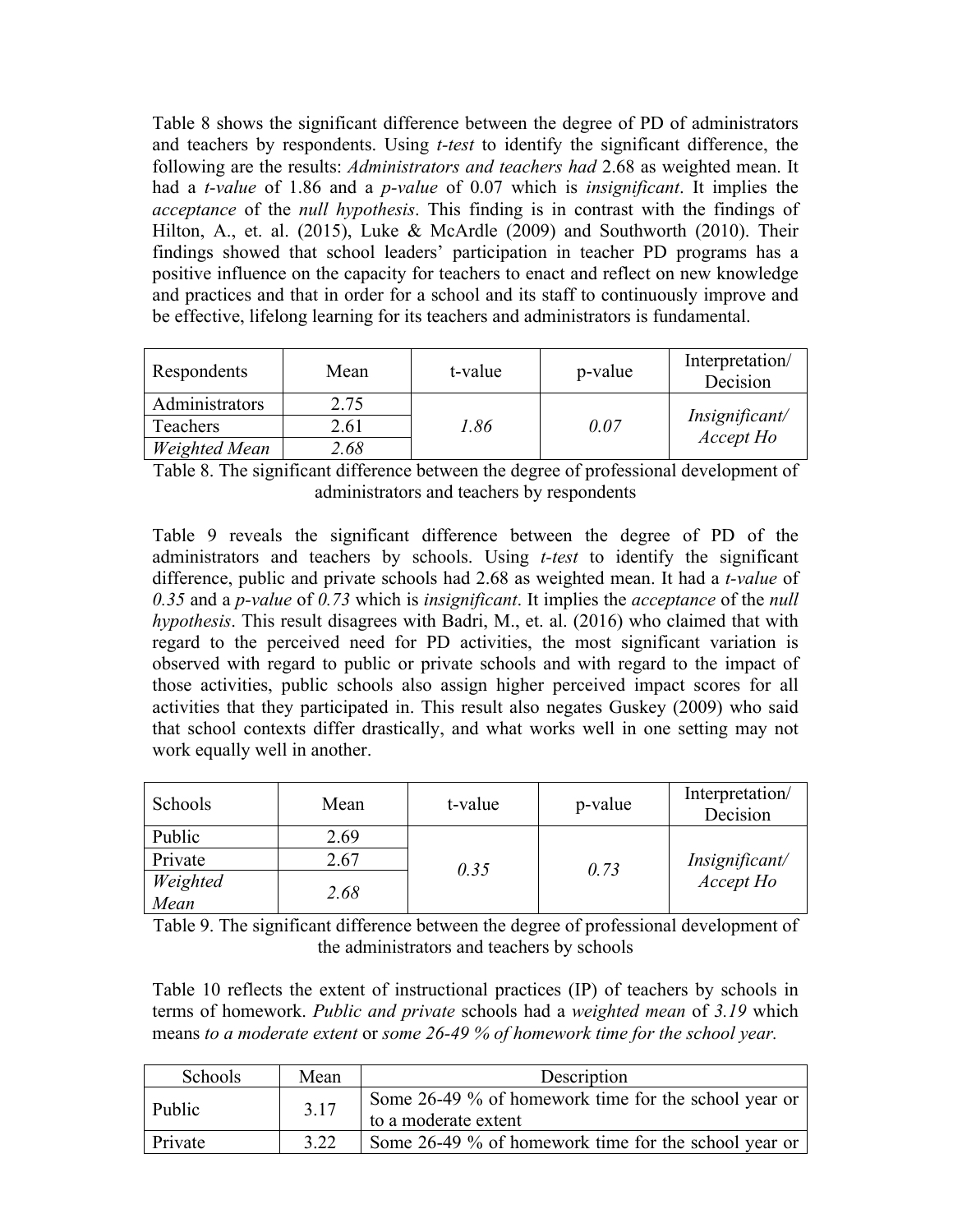Table 8 shows the significant difference between the degree of PD of administrators and teachers by respondents. Using *t-test* to identify the significant difference, the following are the results: *Administrators and teachers had* 2.68 as weighted mean. It had a *t-value* of 1.86 and a *p-value* of 0.07 which is *insignificant*. It implies the *acceptance* of the *null hypothesis*. This finding is in contrast with the findings of Hilton, A., et. al. (2015), Luke & McArdle (2009) and Southworth (2010). Their findings showed that school leaders' participation in teacher PD programs has a positive influence on the capacity for teachers to enact and reflect on new knowledge and practices and that in order for a school and its staff to continuously improve and be effective, lifelong learning for its teachers and administrators is fundamental.

| Respondents | Mean | t-value | p-value | Interpretation/ Decision |
|---|---|---|---|---|
| Administrators | 2.75 | *1.86* | *0.07* | *Insignificant/ Accept Ho* |
| Teachers | 2.61 | | | |
| *Weighted Mean* | *2.68* | | | |

Table 8. The significant difference between the degree of professional development of administrators and teachers by respondents

Table 9 reveals the significant difference between the degree of PD of the administrators and teachers by schools. Using *t-test* to identify the significant difference, public and private schools had 2.68 as weighted mean. It had a *t-value* of *0.35* and a *p-value* of *0.73* which is *insignificant*. It implies the *acceptance* of the *null hypothesis*. This result disagrees with Badri, M., et. al. (2016) who claimed that with regard to the perceived need for PD activities, the most significant variation is observed with regard to public or private schools and with regard to the impact of those activities, public schools also assign higher perceived impact scores for all activities that they participated in. This result also negates Guskey (2009) who said that school contexts differ drastically, and what works well in one setting may not work equally well in another.

| Schools | Mean | t-value | p-value | Interpretation/ Decision |
|---|---|---|---|---|
| Public | 2.69 | *0.35* | *0.73* | *Insignificant/ Accept Ho* |
| Private | 2.67 | | | |
| *Weighted Mean* | *2.68* | | | |

Table 9. The significant difference between the degree of professional development of the administrators and teachers by schools

Table 10 reflects the extent of instructional practices (IP) of teachers by schools in terms of homework. *Public and private* schools had a *weighted mean* of *3.19* which means *to a moderate extent* or *some 26-49 % of homework time for the school year.*

| Schools | Mean | Description |
|---|---|---|
| Public | 3.17 | Some 26-49 % of homework time for the school year or to a moderate extent |
| Private | 3.22 | Some 26-49 % of homework time for the school year or |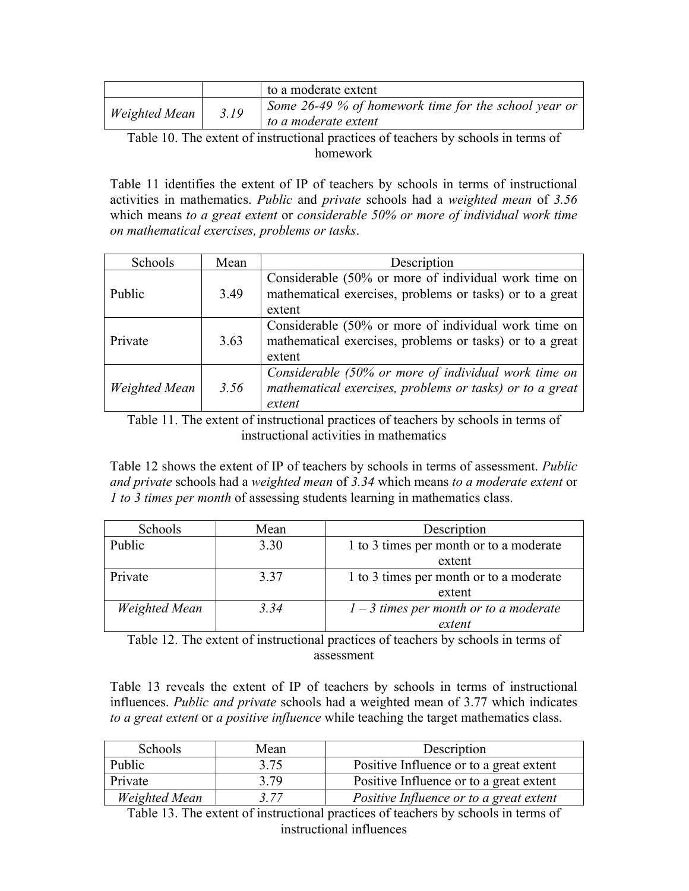| | | to a moderate extent |
|---|---|---|
| *Weighted Mean* | *3.19* | *Some 26-49 % of homework time for the school year or to a moderate extent* |

Table 10. The extent of instructional practices of teachers by schools in terms of homework

Table 11 identifies the extent of IP of teachers by schools in terms of instructional activities in mathematics. *Public* and *private* schools had a *weighted mean* of *3.56* which means *to a great extent* or *considerable 50% or more of individual work time on mathematical exercises, problems or tasks*.

| Schools | Mean | Description |
|---|---|---|
| Public | 3.49 | Considerable (50% or more of individual work time on mathematical exercises, problems or tasks) or to a great extent |
| Private | 3.63 | Considerable (50% or more of individual work time on mathematical exercises, problems or tasks) or to a great extent |
| *Weighted Mean* | *3.56* | *Considerable (50% or more of individual work time on mathematical exercises, problems or tasks) or to a great extent* |

Table 11. The extent of instructional practices of teachers by schools in terms of instructional activities in mathematics

Table 12 shows the extent of IP of teachers by schools in terms of assessment. *Public and private* schools had a *weighted mean* of *3.34* which means *to a moderate extent* or *1 to 3 times per month* of assessing students learning in mathematics class.

| Schools | Mean | Description |
|---|---|---|
| Public | 3.30 | 1 to 3 times per month or to a moderate extent |
| Private | 3.37 | 1 to 3 times per month or to a moderate extent |
| *Weighted Mean* | *3.34* | *1 – 3 times per month or to a moderate extent* |

Table 12. The extent of instructional practices of teachers by schools in terms of assessment

Table 13 reveals the extent of IP of teachers by schools in terms of instructional influences. *Public and private* schools had a weighted mean of 3.77 which indicates *to a great extent* or *a positive influence* while teaching the target mathematics class.

| Schools | Mean | Description |
|---|---|---|
| Public | 3.75 | Positive Influence or to a great extent |
| Private | 3.79 | Positive Influence or to a great extent |
| *Weighted Mean* | *3.77* | *Positive Influence or to a great extent* |

Table 13. The extent of instructional practices of teachers by schools in terms of instructional influences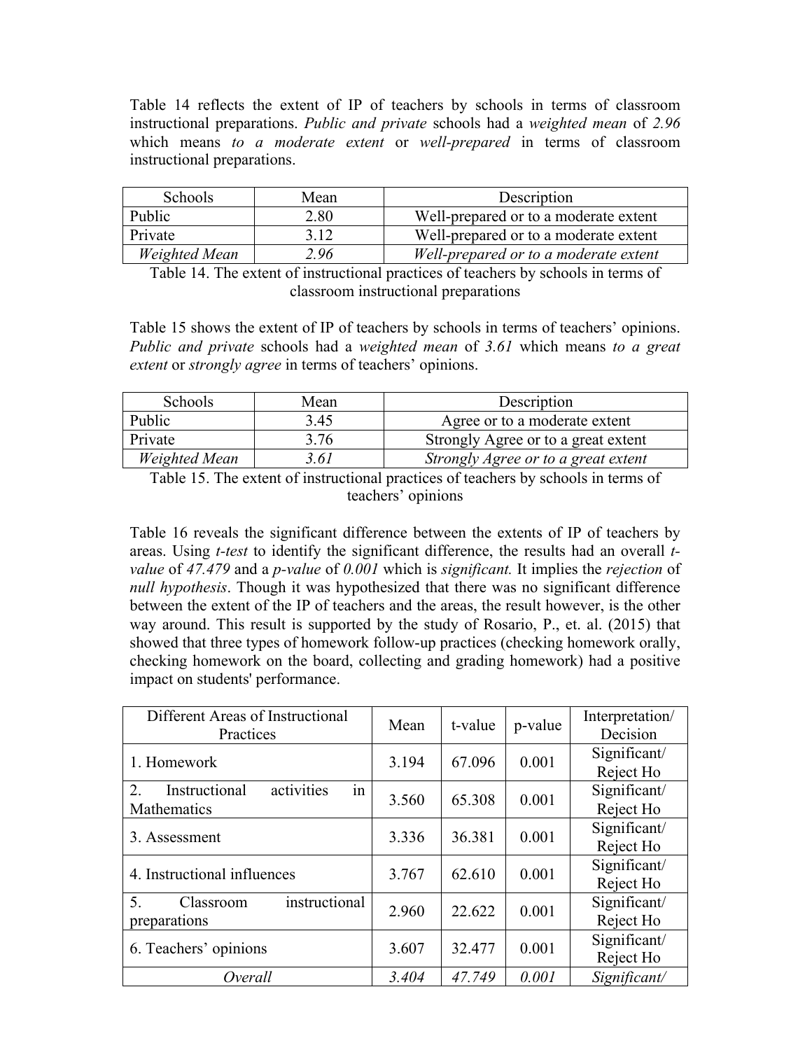Table 14 reflects the extent of IP of teachers by schools in terms of classroom instructional preparations. *Public and private* schools had a *weighted mean* of *2.96* which means *to a moderate extent* or *well-prepared* in terms of classroom instructional preparations.

| Schools | Mean | Description |
|---|---|---|
| Public | 2.80 | Well-prepared or to a moderate extent |
| Private | 3.12 | Well-prepared or to a moderate extent |
| *Weighted Mean* | *2.96* | *Well-prepared or to a moderate extent* |

Table 14. The extent of instructional practices of teachers by schools in terms of classroom instructional preparations

Table 15 shows the extent of IP of teachers by schools in terms of teachers' opinions. *Public and private* schools had a *weighted mean* of *3.61* which means *to a great extent* or *strongly agree* in terms of teachers' opinions.

| Schools | Mean | Description |
|---|---|---|
| Public | 3.45 | Agree or to a moderate extent |
| Private | 3.76 | Strongly Agree or to a great extent |
| *Weighted Mean* | *3.61* | *Strongly Agree or to a great extent* |

Table 15. The extent of instructional practices of teachers by schools in terms of teachers' opinions

Table 16 reveals the significant difference between the extents of IP of teachers by areas. Using *t-test* to identify the significant difference, the results had an overall *t-value* of *47.479* and a *p-value* of *0.001* which is *significant.* It implies the *rejection* of *null hypothesis*. Though it was hypothesized that there was no significant difference between the extent of the IP of teachers and the areas, the result however, is the other way around. This result is supported by the study of Rosario, P., et. al. (2015) that showed that three types of homework follow-up practices (checking homework orally, checking homework on the board, collecting and grading homework) had a positive impact on students' performance.

| Different Areas of Instructional Practices | Mean | t-value | p-value | Interpretation/ Decision |
|---|---|---|---|---|
| 1. Homework | 3.194 | 67.096 | 0.001 | Significant/ Reject Ho |
| 2. Instructional activities in Mathematics | 3.560 | 65.308 | 0.001 | Significant/ Reject Ho |
| 3. Assessment | 3.336 | 36.381 | 0.001 | Significant/ Reject Ho |
| 4. Instructional influences | 3.767 | 62.610 | 0.001 | Significant/ Reject Ho |
| 5. Classroom instructional preparations | 2.960 | 22.622 | 0.001 | Significant/ Reject Ho |
| 6. Teachers' opinions | 3.607 | 32.477 | 0.001 | Significant/ Reject Ho |
| *Overall* | *3.404* | *47.749* | *0.001* | *Significant/* |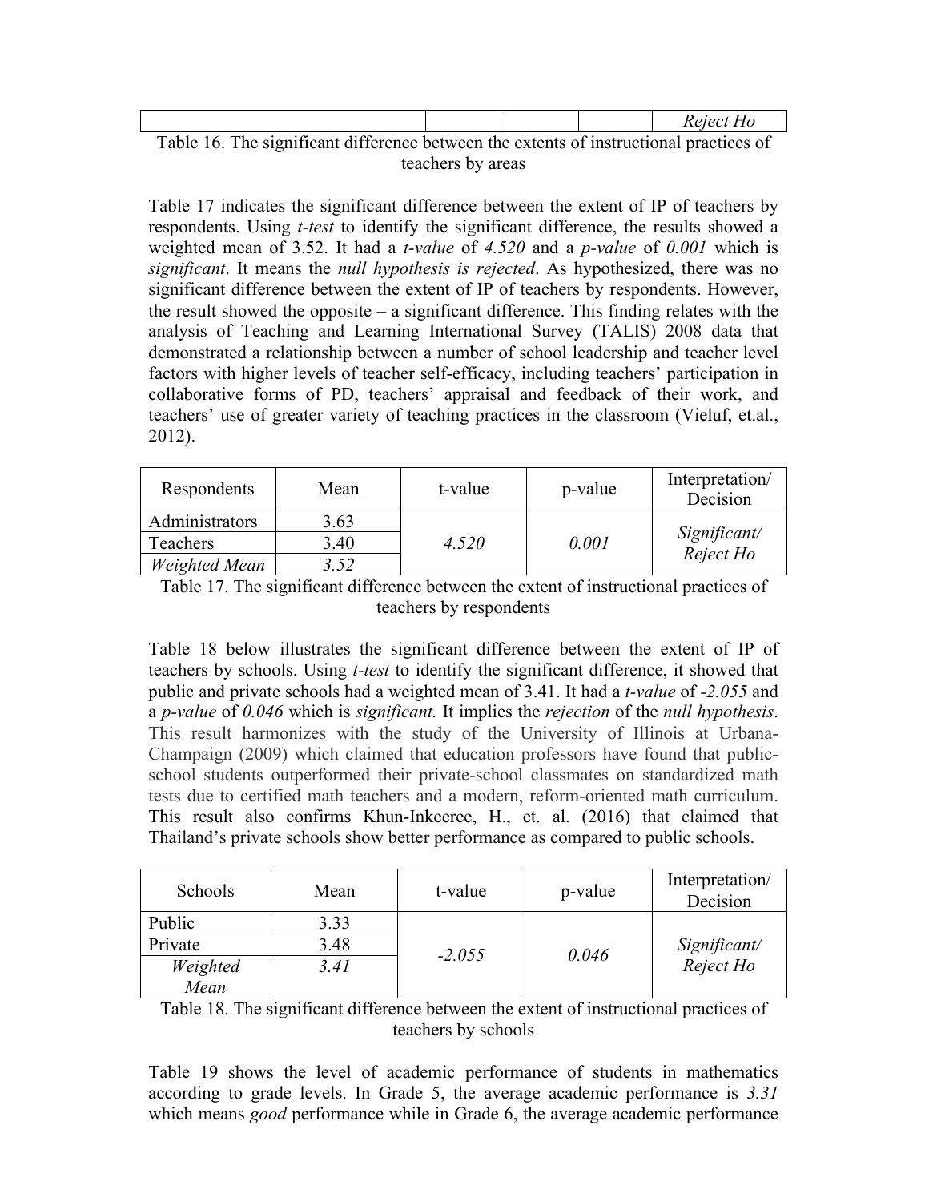| | | | | *Reject Ho* |
|---|---|---|---|---|

Table 16. The significant difference between the extents of instructional practices of teachers by areas

Table 17 indicates the significant difference between the extent of IP of teachers by respondents. Using *t-test* to identify the significant difference, the results showed a weighted mean of 3.52. It had a *t-value* of *4.520* and a *p-value* of *0.001* which is *significant*. It means the *null hypothesis is rejected*. As hypothesized, there was no significant difference between the extent of IP of teachers by respondents. However, the result showed the opposite – a significant difference. This finding relates with the analysis of Teaching and Learning International Survey (TALIS) 2008 data that demonstrated a relationship between a number of school leadership and teacher level factors with higher levels of teacher self-efficacy, including teachers' participation in collaborative forms of PD, teachers' appraisal and feedback of their work, and teachers' use of greater variety of teaching practices in the classroom (Vieluf, et.al., 2012).

| Respondents | Mean | t-value | p-value | Interpretation/ Decision |
|---|---|---|---|---|
| Administrators | 3.63 | *4.520* | *0.001* | *Significant/ Reject Ho* |
| Teachers | 3.40 | | | |
| *Weighted Mean* | *3.52* | | | |

Table 17. The significant difference between the extent of instructional practices of teachers by respondents

Table 18 below illustrates the significant difference between the extent of IP of teachers by schools. Using *t-test* to identify the significant difference, it showed that public and private schools had a weighted mean of 3.41. It had a *t-value* of *-2.055* and a *p-value* of *0.046* which is *significant.* It implies the *rejection* of the *null hypothesis*. This result harmonizes with the study of the University of Illinois at Urbana-Champaign (2009) which claimed that education professors have found that public-school students outperformed their private-school classmates on standardized math tests due to certified math teachers and a modern, reform-oriented math curriculum. This result also confirms Khun-Inkeeree, H., et. al. (2016) that claimed that Thailand's private schools show better performance as compared to public schools.

| Schools | Mean | t-value | p-value | Interpretation/ Decision |
|---|---|---|---|---|
| Public | 3.33 | *-2.055* | *0.046* | *Significant/ Reject Ho* |
| Private | 3.48 | | | |
| *Weighted Mean* | *3.41* | | | |

Table 18. The significant difference between the extent of instructional practices of teachers by schools

Table 19 shows the level of academic performance of students in mathematics according to grade levels. In Grade 5, the average academic performance is *3.31* which means *good* performance while in Grade 6, the average academic performance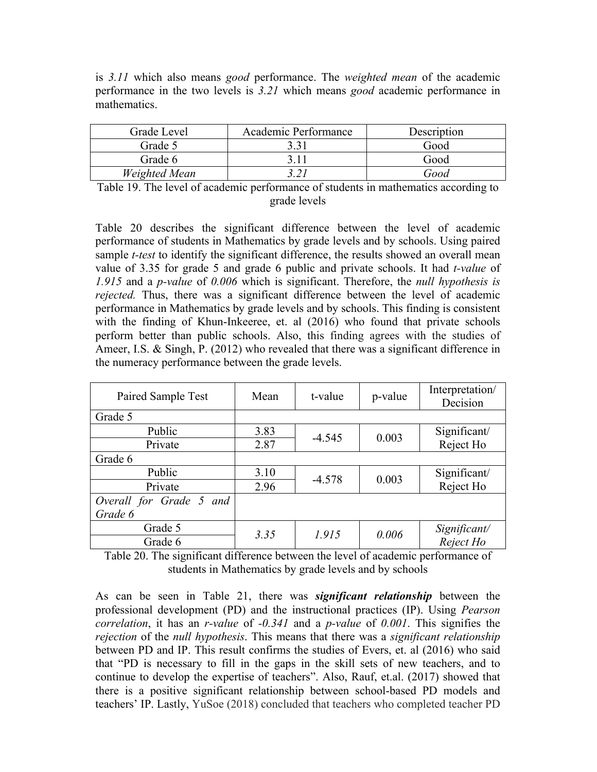is *3.11* which also means *good* performance. The *weighted mean* of the academic performance in the two levels is *3.21* which means *good* academic performance in mathematics.

| Grade Level | Academic Performance | Description |
|---|---|---|
| Grade 5 | 3.31 | Good |
| Grade 6 | 3.11 | Good |
| *Weighted Mean* | *3.21* | *Good* |

Table 19. The level of academic performance of students in mathematics according to grade levels

Table 20 describes the significant difference between the level of academic performance of students in Mathematics by grade levels and by schools. Using paired sample *t-test* to identify the significant difference, the results showed an overall mean value of 3.35 for grade 5 and grade 6 public and private schools. It had *t-value* of *1.915* and a *p-value* of *0.006* which is significant. Therefore, the *null hypothesis is rejected.* Thus, there was a significant difference between the level of academic performance in Mathematics by grade levels and by schools. This finding is consistent with the finding of Khun-Inkeeree, et. al (2016) who found that private schools perform better than public schools. Also, this finding agrees with the studies of Ameer, I.S. & Singh, P. (2012) who revealed that there was a significant difference in the numeracy performance between the grade levels.

| Paired Sample Test | Mean | t-value | p-value | Interpretation/ Decision |
|---|---|---|---|---|
| Grade 5 | | | | |
| Public | 3.83 | -4.545 | 0.003 | Significant/ Reject Ho |
| Private | 2.87 | | | |
| Grade 6 | | | | |
| Public | 3.10 | -4.578 | 0.003 | Significant/ Reject Ho |
| Private | 2.96 | | | |
| *Overall for Grade 5 and Grade 6* | | | | |
| Grade 5 | *3.35* | *1.915* | *0.006* | *Significant/ Reject Ho* |
| Grade 6 | | | | |

Table 20. The significant difference between the level of academic performance of students in Mathematics by grade levels and by schools

As can be seen in Table 21, there was ***significant relationship*** between the professional development (PD) and the instructional practices (IP). Using *Pearson correlation*, it has an *r-value* of *-0.341* and a *p-value* of *0.001*. This signifies the *rejection* of the *null hypothesis*. This means that there was a *significant relationship* between PD and IP. This result confirms the studies of Evers, et. al (2016) who said that "PD is necessary to fill in the gaps in the skill sets of new teachers, and to continue to develop the expertise of teachers". Also, Rauf, et.al. (2017) showed that there is a positive significant relationship between school-based PD models and teachers' IP. Lastly, YuSoe (2018) concluded that teachers who completed teacher PD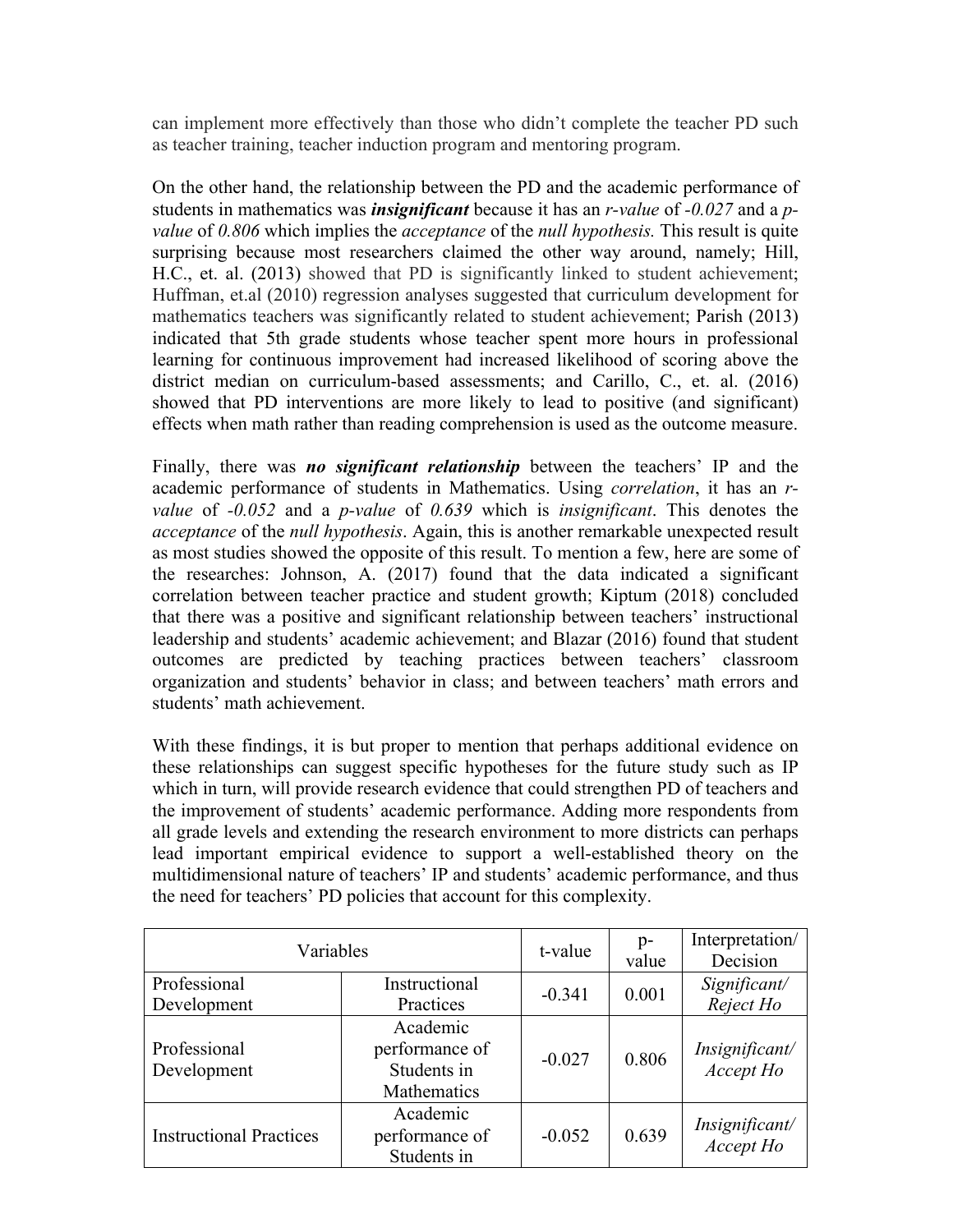can implement more effectively than those who didn't complete the teacher PD such as teacher training, teacher induction program and mentoring program.

On the other hand, the relationship between the PD and the academic performance of students in mathematics was ***insignificant*** because it has an *r-value* of *-0.027* and a *p-value* of *0.806* which implies the *acceptance* of the *null hypothesis.* This result is quite surprising because most researchers claimed the other way around, namely; Hill, H.C., et. al. (2013) showed that PD is significantly linked to student achievement; Huffman, et.al (2010) regression analyses suggested that curriculum development for mathematics teachers was significantly related to student achievement; Parish (2013) indicated that 5th grade students whose teacher spent more hours in professional learning for continuous improvement had increased likelihood of scoring above the district median on curriculum-based assessments; and Carillo, C., et. al. (2016) showed that PD interventions are more likely to lead to positive (and significant) effects when math rather than reading comprehension is used as the outcome measure.

Finally, there was ***no significant relationship*** between the teachers' IP and the academic performance of students in Mathematics. Using *correlation*, it has an *r-value* of *-0.052* and a *p-value* of *0.639* which is *insignificant*. This denotes the *acceptance* of the *null hypothesis*. Again, this is another remarkable unexpected result as most studies showed the opposite of this result. To mention a few, here are some of the researches: Johnson, A. (2017) found that the data indicated a significant correlation between teacher practice and student growth; Kiptum (2018) concluded that there was a positive and significant relationship between teachers' instructional leadership and students' academic achievement; and Blazar (2016) found that student outcomes are predicted by teaching practices between teachers' classroom organization and students' behavior in class; and between teachers' math errors and students' math achievement.

With these findings, it is but proper to mention that perhaps additional evidence on these relationships can suggest specific hypotheses for the future study such as IP which in turn, will provide research evidence that could strengthen PD of teachers and the improvement of students' academic performance. Adding more respondents from all grade levels and extending the research environment to more districts can perhaps lead important empirical evidence to support a well-established theory on the multidimensional nature of teachers' IP and students' academic performance, and thus the need for teachers' PD policies that account for this complexity.

| Variables | | t-value | p-value | Interpretation/ Decision |
|---|---|---|---|---|
| Professional Development | Instructional Practices | -0.341 | 0.001 | *Significant/ Reject Ho* |
| Professional Development | Academic performance of Students in Mathematics | -0.027 | 0.806 | *Insignificant/ Accept Ho* |
| Instructional Practices | Academic performance of Students in | -0.052 | 0.639 | *Insignificant/ Accept Ho* |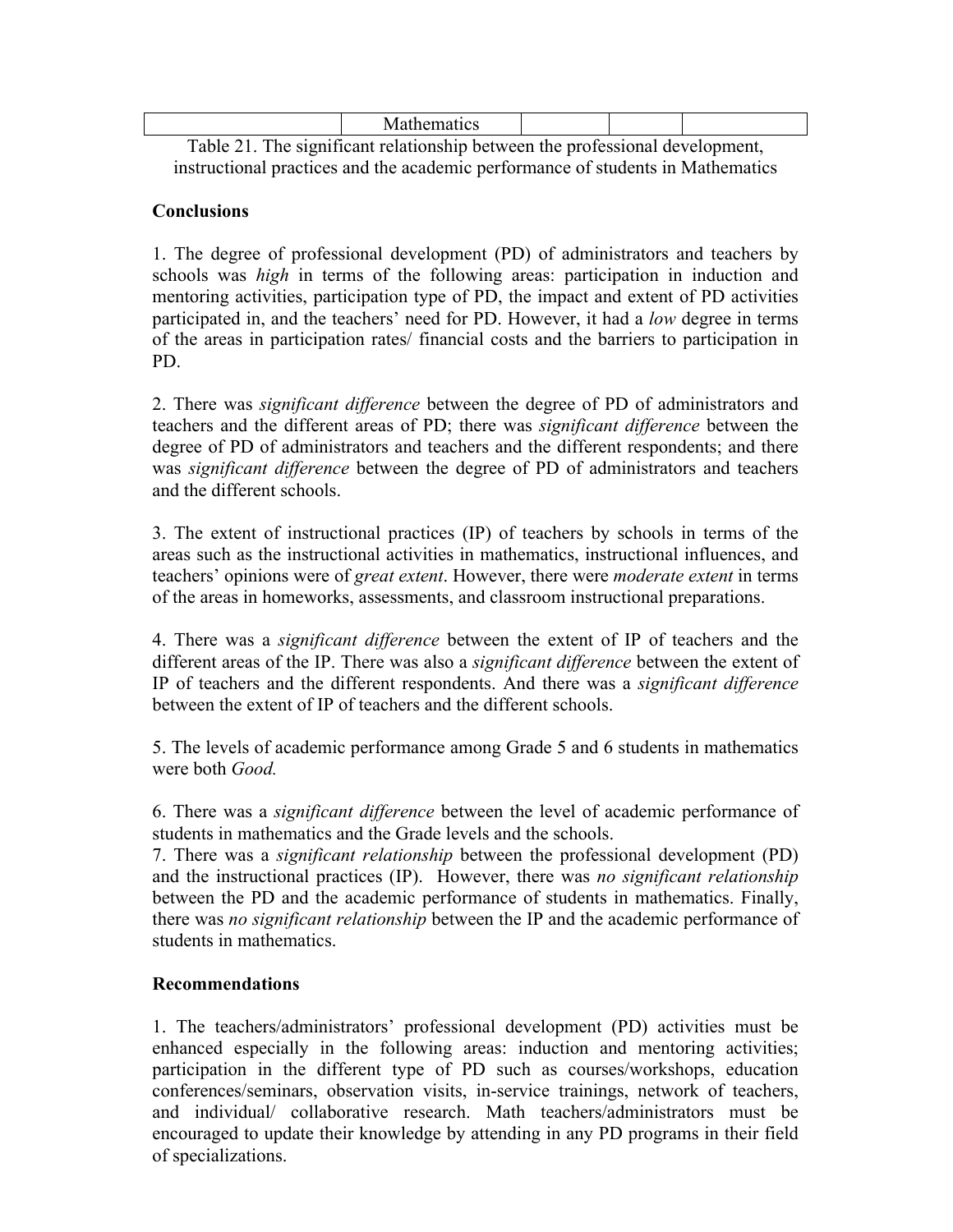| | Mathematics | | | |
|---|---|---|---|---|

Table 21. The significant relationship between the professional development, instructional practices and the academic performance of students in Mathematics

**Conclusions**

1. The degree of professional development (PD) of administrators and teachers by schools was *high* in terms of the following areas: participation in induction and mentoring activities, participation type of PD, the impact and extent of PD activities participated in, and the teachers' need for PD. However, it had a *low* degree in terms of the areas in participation rates/ financial costs and the barriers to participation in PD.

2. There was *significant difference* between the degree of PD of administrators and teachers and the different areas of PD; there was *significant difference* between the degree of PD of administrators and teachers and the different respondents; and there was *significant difference* between the degree of PD of administrators and teachers and the different schools.

3. The extent of instructional practices (IP) of teachers by schools in terms of the areas such as the instructional activities in mathematics, instructional influences, and teachers' opinions were of *great extent*. However, there were *moderate extent* in terms of the areas in homeworks, assessments, and classroom instructional preparations.

4. There was a *significant difference* between the extent of IP of teachers and the different areas of the IP. There was also a *significant difference* between the extent of IP of teachers and the different respondents. And there was a *significant difference* between the extent of IP of teachers and the different schools.

5. The levels of academic performance among Grade 5 and 6 students in mathematics were both *Good.*

6. There was a *significant difference* between the level of academic performance of students in mathematics and the Grade levels and the schools.

7. There was a *significant relationship* between the professional development (PD) and the instructional practices (IP). However, there was *no significant relationship* between the PD and the academic performance of students in mathematics. Finally, there was *no significant relationship* between the IP and the academic performance of students in mathematics.

**Recommendations**

1. The teachers/administrators' professional development (PD) activities must be enhanced especially in the following areas: induction and mentoring activities; participation in the different type of PD such as courses/workshops, education conferences/seminars, observation visits, in-service trainings, network of teachers, and individual/ collaborative research. Math teachers/administrators must be encouraged to update their knowledge by attending in any PD programs in their field of specializations.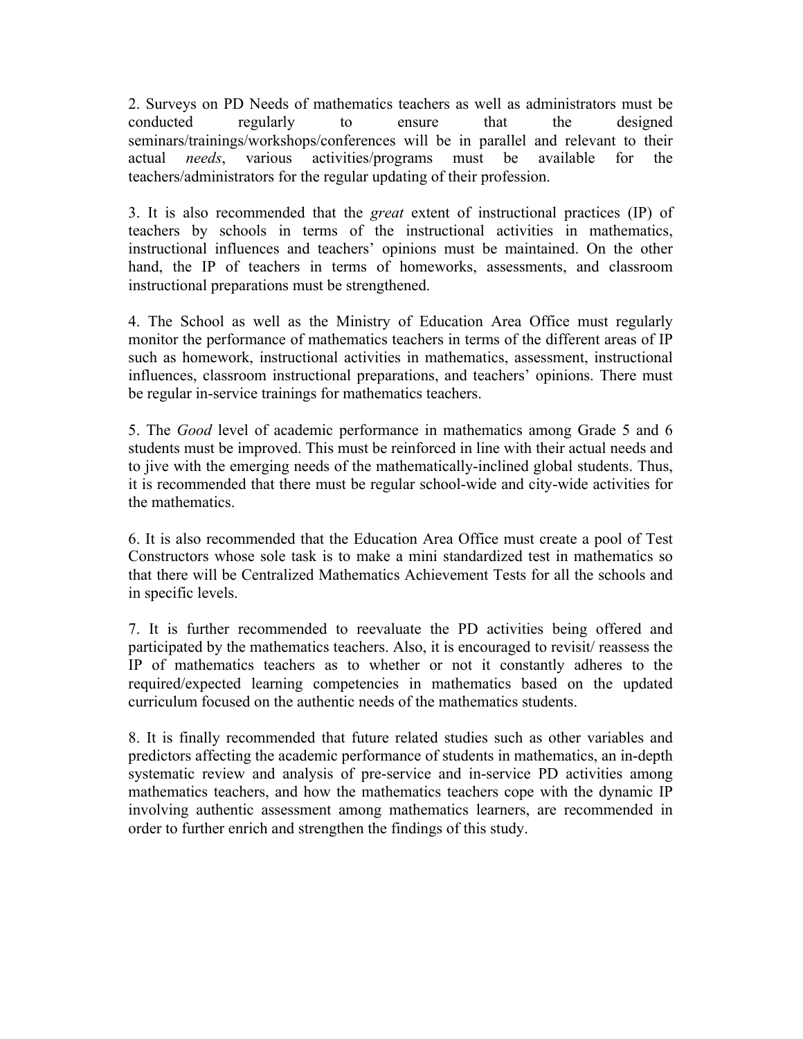2. Surveys on PD Needs of mathematics teachers as well as administrators must be conducted regularly to ensure that the designed seminars/trainings/workshops/conferences will be in parallel and relevant to their actual *needs*, various activities/programs must be available for the teachers/administrators for the regular updating of their profession.

3. It is also recommended that the *great* extent of instructional practices (IP) of teachers by schools in terms of the instructional activities in mathematics, instructional influences and teachers' opinions must be maintained. On the other hand, the IP of teachers in terms of homeworks, assessments, and classroom instructional preparations must be strengthened.

4. The School as well as the Ministry of Education Area Office must regularly monitor the performance of mathematics teachers in terms of the different areas of IP such as homework, instructional activities in mathematics, assessment, instructional influences, classroom instructional preparations, and teachers' opinions. There must be regular in-service trainings for mathematics teachers.

5. The *Good* level of academic performance in mathematics among Grade 5 and 6 students must be improved. This must be reinforced in line with their actual needs and to jive with the emerging needs of the mathematically-inclined global students. Thus, it is recommended that there must be regular school-wide and city-wide activities for the mathematics.

6. It is also recommended that the Education Area Office must create a pool of Test Constructors whose sole task is to make a mini standardized test in mathematics so that there will be Centralized Mathematics Achievement Tests for all the schools and in specific levels.

7. It is further recommended to reevaluate the PD activities being offered and participated by the mathematics teachers. Also, it is encouraged to revisit/ reassess the IP of mathematics teachers as to whether or not it constantly adheres to the required/expected learning competencies in mathematics based on the updated curriculum focused on the authentic needs of the mathematics students.

8. It is finally recommended that future related studies such as other variables and predictors affecting the academic performance of students in mathematics, an in-depth systematic review and analysis of pre-service and in-service PD activities among mathematics teachers, and how the mathematics teachers cope with the dynamic IP involving authentic assessment among mathematics learners, are recommended in order to further enrich and strengthen the findings of this study.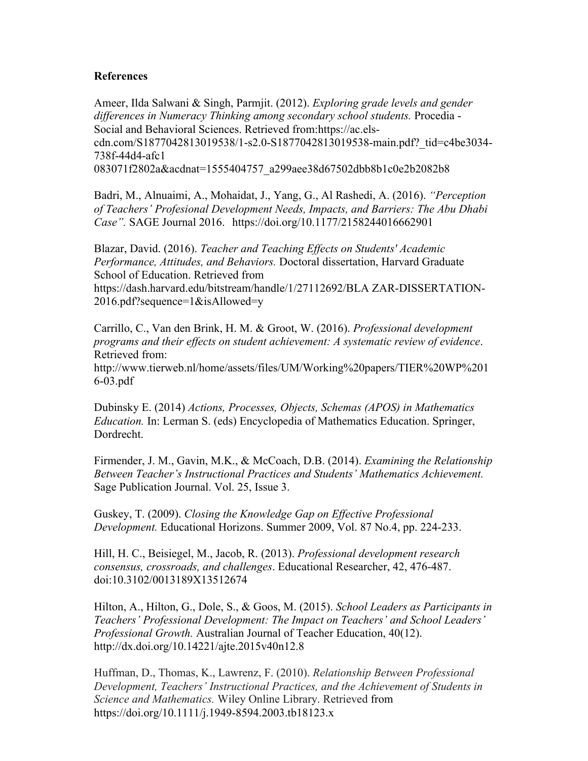**References**

Ameer, Ilda Salwani & Singh, Parmjit. (2012). *Exploring grade levels and gender differences in Numeracy Thinking among secondary school students.* Procedia - Social and Behavioral Sciences. Retrieved from:https://ac.els-cdn.com/S1877042813019538/1-s2.0-S1877042813019538-main.pdf?_tid=c4be3034-738f-44d4-afc1 083071f2802a&acdnat=1555404757_a299aee38d67502dbb8b1c0e2b2082b8

Badri, M., Alnuaimi, A., Mohaidat, J., Yang, G., Al Rashedi, A. (2016). *"Perception of Teachers' Profesional Development Needs, Impacts, and Barriers: The Abu Dhabi Case".* SAGE Journal 2016. https://doi.org/10.1177/2158244016662901

Blazar, David. (2016). *Teacher and Teaching Effects on Students' Academic Performance, Attitudes, and Behaviors.* Doctoral dissertation, Harvard Graduate School of Education. Retrieved from https://dash.harvard.edu/bitstream/handle/1/27112692/BLA ZAR-DISSERTATION-2016.pdf?sequence=1&isAllowed=y

Carrillo, C., Van den Brink, H. M. & Groot, W. (2016). *Professional development programs and their effects on student achievement: A systematic review of evidence*. Retrieved from: http://www.tierweb.nl/home/assets/files/UM/Working%20papers/TIER%20WP%2016-03.pdf

Dubinsky E. (2014) *Actions, Processes, Objects, Schemas (APOS) in Mathematics Education.* In: Lerman S. (eds) Encyclopedia of Mathematics Education. Springer, Dordrecht.

Firmender, J. M., Gavin, M.K., & McCoach, D.B. (2014). *Examining the Relationship Between Teacher's Instructional Practices and Students' Mathematics Achievement.* Sage Publication Journal. Vol. 25, Issue 3.

Guskey, T. (2009). *Closing the Knowledge Gap on Effective Professional Development.* Educational Horizons. Summer 2009, Vol. 87 No.4, pp. 224-233.

Hill, H. C., Beisiegel, M., Jacob, R. (2013). *Professional development research consensus, crossroads, and challenges*. Educational Researcher, 42, 476-487. doi:10.3102/0013189X13512674

Hilton, A., Hilton, G., Dole, S., & Goos, M. (2015). *School Leaders as Participants in Teachers' Professional Development: The Impact on Teachers' and School Leaders' Professional Growth.* Australian Journal of Teacher Education, 40(12). http://dx.doi.org/10.14221/ajte.2015v40n12.8

Huffman, D., Thomas, K., Lawrenz, F. (2010). *Relationship Between Professional Development, Teachers' Instructional Practices, and the Achievement of Students in Science and Mathematics.* Wiley Online Library. Retrieved from https://doi.org/10.1111/j.1949-8594.2003.tb18123.x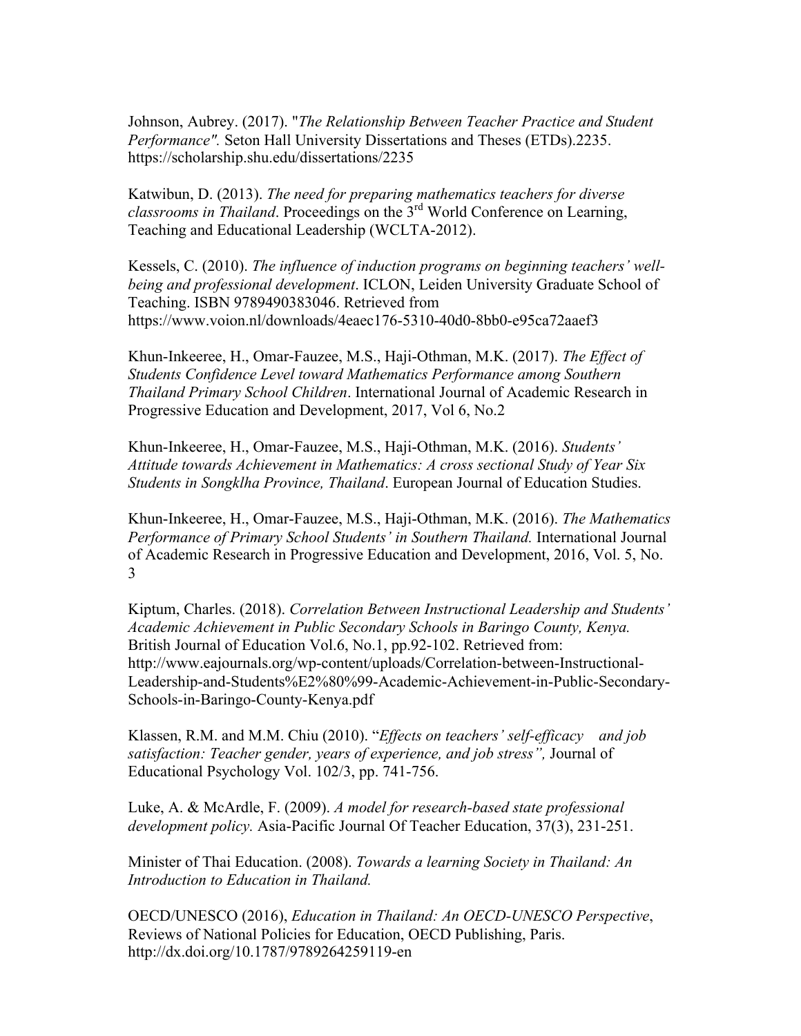Johnson, Aubrey. (2017). "*The Relationship Between Teacher Practice and Student Performance".* Seton Hall University Dissertations and Theses (ETDs).2235. https://scholarship.shu.edu/dissertations/2235

Katwibun, D. (2013). *The need for preparing mathematics teachers for diverse classrooms in Thailand*. Proceedings on the 3rd World Conference on Learning, Teaching and Educational Leadership (WCLTA-2012).

Kessels, C. (2010). *The influence of induction programs on beginning teachers' well-being and professional development*. ICLON, Leiden University Graduate School of Teaching. ISBN 9789490383046. Retrieved from https://www.voion.nl/downloads/4eaec176-5310-40d0-8bb0-e95ca72aaef3

Khun-Inkeeree, H., Omar-Fauzee, M.S., Haji-Othman, M.K. (2017). *The Effect of Students Confidence Level toward Mathematics Performance among Southern Thailand Primary School Children*. International Journal of Academic Research in Progressive Education and Development, 2017, Vol 6, No.2

Khun-Inkeeree, H., Omar-Fauzee, M.S., Haji-Othman, M.K. (2016). *Students' Attitude towards Achievement in Mathematics: A cross sectional Study of Year Six Students in Songklha Province, Thailand*. European Journal of Education Studies.

Khun-Inkeeree, H., Omar-Fauzee, M.S., Haji-Othman, M.K. (2016). *The Mathematics Performance of Primary School Students' in Southern Thailand.* International Journal of Academic Research in Progressive Education and Development, 2016, Vol. 5, No. 3

Kiptum, Charles. (2018). *Correlation Between Instructional Leadership and Students' Academic Achievement in Public Secondary Schools in Baringo County, Kenya.* British Journal of Education Vol.6, No.1, pp.92-102. Retrieved from: http://www.eajournals.org/wp-content/uploads/Correlation-between-Instructional-Leadership-and-Students%E2%80%99-Academic-Achievement-in-Public-Secondary-Schools-in-Baringo-County-Kenya.pdf

Klassen, R.M. and M.M. Chiu (2010). "*Effects on teachers' self-efficacy and job satisfaction: Teacher gender, years of experience, and job stress",* Journal of Educational Psychology Vol. 102/3, pp. 741-756.

Luke, A. & McArdle, F. (2009). *A model for research-based state professional development policy.* Asia-Pacific Journal Of Teacher Education, 37(3), 231-251.

Minister of Thai Education. (2008). *Towards a learning Society in Thailand: An Introduction to Education in Thailand.*

OECD/UNESCO (2016), *Education in Thailand: An OECD-UNESCO Perspective*, Reviews of National Policies for Education, OECD Publishing, Paris. http://dx.doi.org/10.1787/9789264259119-en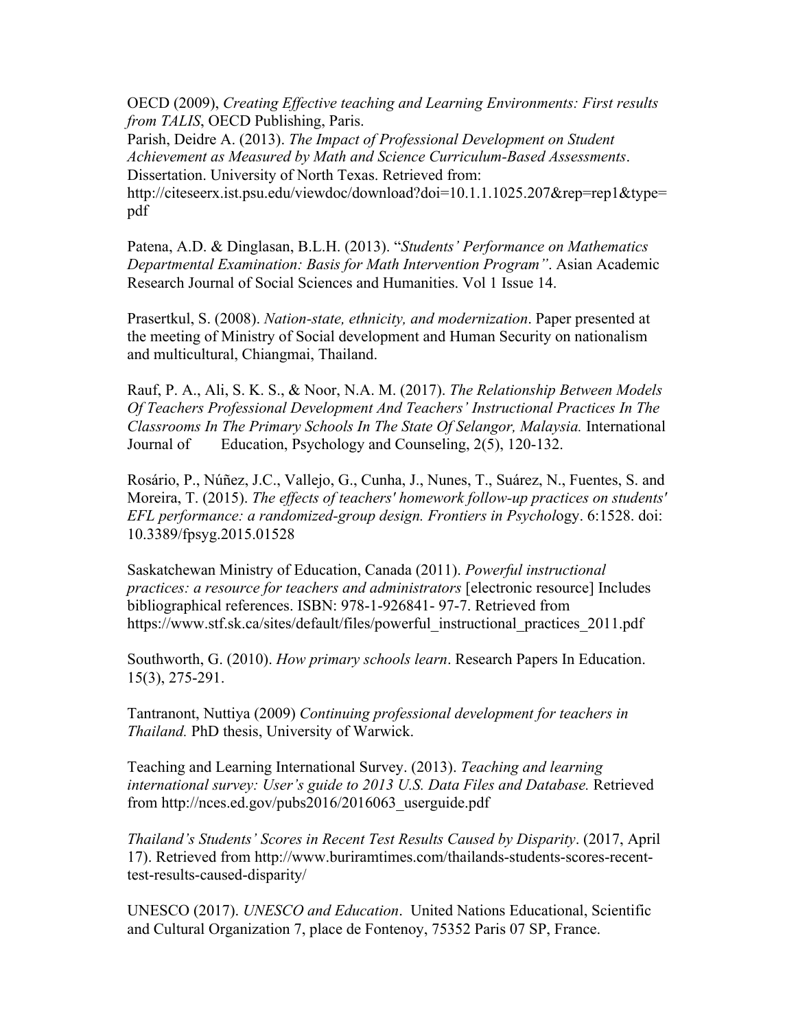OECD (2009), *Creating Effective teaching and Learning Environments: First results from TALIS*, OECD Publishing, Paris.

Parish, Deidre A. (2013). *The Impact of Professional Development on Student Achievement as Measured by Math and Science Curriculum-Based Assessments*. Dissertation. University of North Texas. Retrieved from: http://citeseerx.ist.psu.edu/viewdoc/download?doi=10.1.1.1025.207&rep=rep1&type=pdf

Patena, A.D. & Dinglasan, B.L.H. (2013). "*Students' Performance on Mathematics Departmental Examination: Basis for Math Intervention Program"*. Asian Academic Research Journal of Social Sciences and Humanities. Vol 1 Issue 14.

Prasertkul, S. (2008). *Nation-state, ethnicity, and modernization*. Paper presented at the meeting of Ministry of Social development and Human Security on nationalism and multicultural, Chiangmai, Thailand.

Rauf, P. A., Ali, S. K. S., & Noor, N.A. M. (2017). *The Relationship Between Models Of Teachers Professional Development And Teachers' Instructional Practices In The Classrooms In The Primary Schools In The State Of Selangor, Malaysia.* International Journal of Education, Psychology and Counseling, 2(5), 120-132.

Rosário, P., Núñez, J.C., Vallejo, G., Cunha, J., Nunes, T., Suárez, N., Fuentes, S. and Moreira, T. (2015). *The effects of teachers' homework follow-up practices on students' EFL performance: a randomized-group design. Frontiers in Psychol*ogy. 6:1528. doi: 10.3389/fpsyg.2015.01528

Saskatchewan Ministry of Education, Canada (2011). *Powerful instructional practices: a resource for teachers and administrators* [electronic resource] Includes bibliographical references. ISBN: 978-1-926841- 97-7. Retrieved from https://www.stf.sk.ca/sites/default/files/powerful_instructional_practices_2011.pdf

Southworth, G. (2010). *How primary schools learn*. Research Papers In Education. 15(3), 275-291.

Tantranont, Nuttiya (2009) *Continuing professional development for teachers in Thailand.* PhD thesis, University of Warwick.

Teaching and Learning International Survey. (2013). *Teaching and learning international survey: User's guide to 2013 U.S. Data Files and Database.* Retrieved from http://nces.ed.gov/pubs2016/2016063_userguide.pdf

*Thailand's Students' Scores in Recent Test Results Caused by Disparity*. (2017, April 17). Retrieved from http://www.buriramtimes.com/thailands-students-scores-recent-test-results-caused-disparity/

UNESCO (2017). *UNESCO and Education*. United Nations Educational, Scientific and Cultural Organization 7, place de Fontenoy, 75352 Paris 07 SP, France.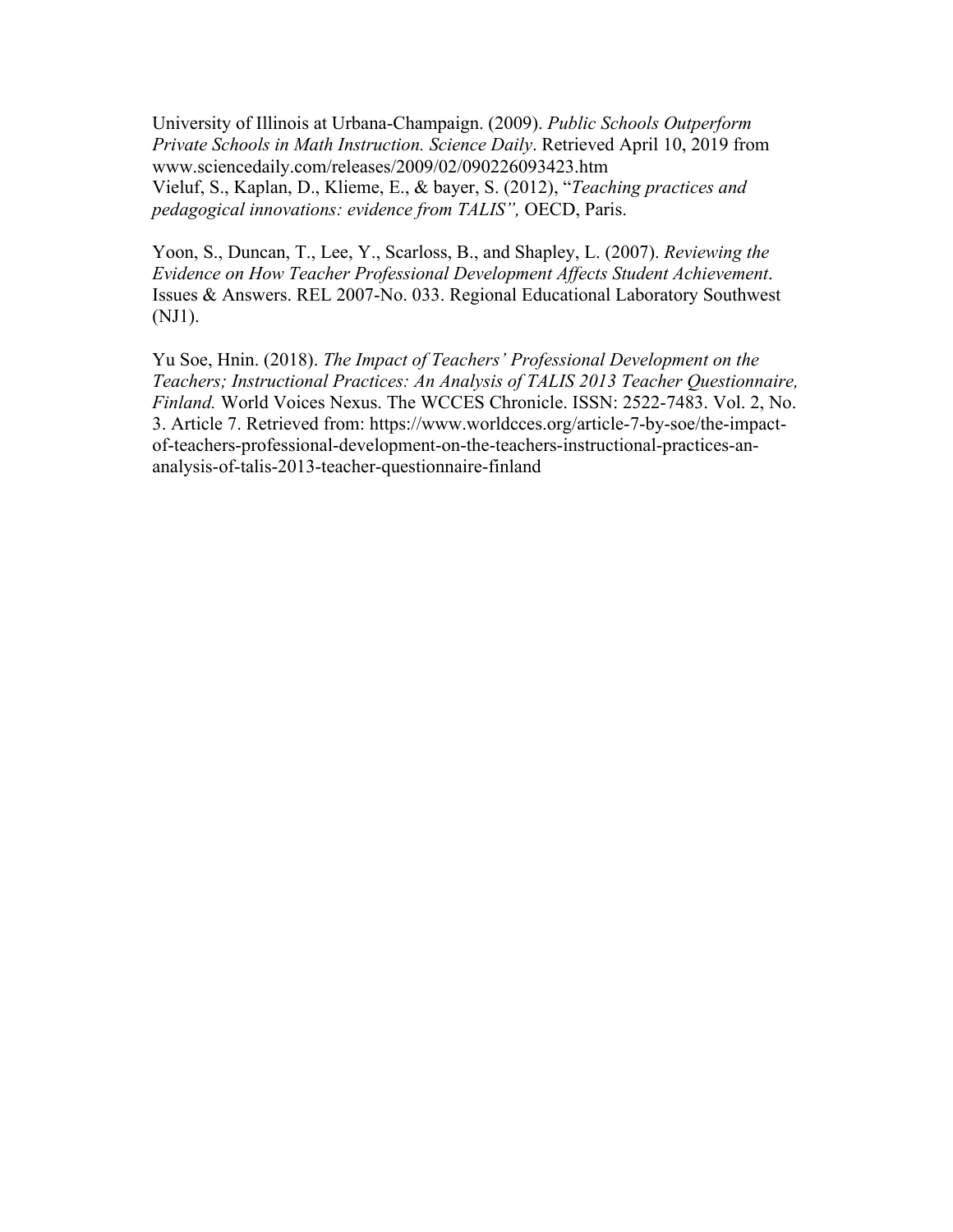University of Illinois at Urbana-Champaign. (2009). *Public Schools Outperform Private Schools in Math Instruction. Science Daily*. Retrieved April 10, 2019 from www.sciencedaily.com/releases/2009/02/090226093423.htm
Vieluf, S., Kaplan, D., Klieme, E., & bayer, S. (2012), "*Teaching practices and pedagogical innovations: evidence from TALIS",* OECD, Paris.

Yoon, S., Duncan, T., Lee, Y., Scarloss, B., and Shapley, L. (2007). *Reviewing the Evidence on How Teacher Professional Development Affects Student Achievement*. Issues & Answers. REL 2007-No. 033. Regional Educational Laboratory Southwest (NJ1).

Yu Soe, Hnin. (2018). *The Impact of Teachers' Professional Development on the Teachers; Instructional Practices: An Analysis of TALIS 2013 Teacher Questionnaire, Finland.* World Voices Nexus. The WCCES Chronicle. ISSN: 2522-7483. Vol. 2, No. 3. Article 7. Retrieved from: https://www.worldcces.org/article-7-by-soe/the-impact-of-teachers-professional-development-on-the-teachers-instructional-practices-an-analysis-of-talis-2013-teacher-questionnaire-finland